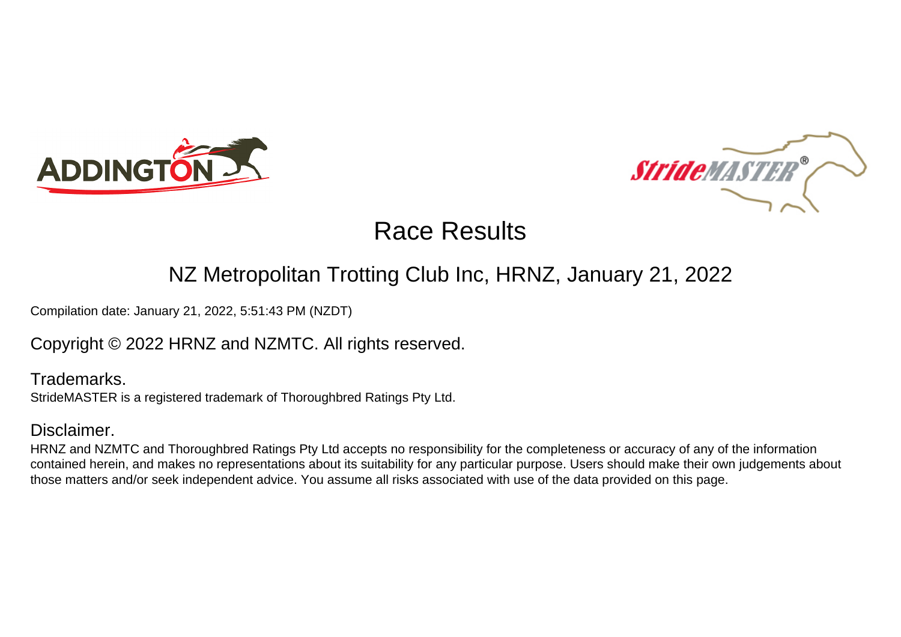# Race Results

## NZ Metropolitan Trotting Club Inc, HRNZ, January 21, 2022

Compilation date: January 21, 2022, 5:51:43 PM (NZDT)

Copyright © 2022 HRNZ and NZMTC. All rights reserved.

### Trademarks.

StrideMASTER is a registered trademark of Thoroughbred Ratings Pty Ltd.

### Disclaimer.

HRNZ and NZMTC and Thoroughbred Ratings Pty Ltd accepts no responsibility for the completeness or accuracy of any of the information contained herein, and makes no representations about its suitability for any particular purpose. Users should make their own judgements about those matters and/or seek independent advice. You assume all risks associated with use of the data provided on this page.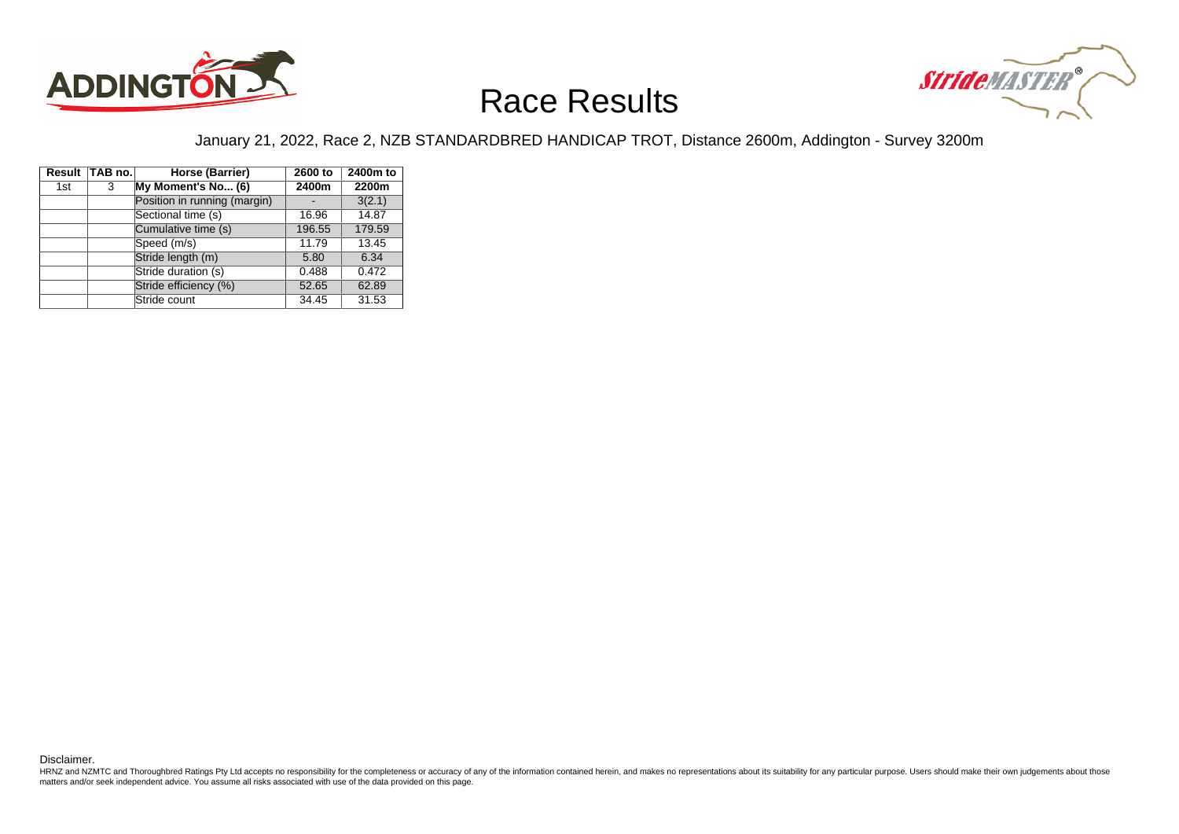# Race Results

January 21, 2022, Race 2, NZB STANDARDBRED HANDICAP TROT, Distance 2600m, Addington - Survey 3200m

| Result | TAB no. | Horse (Barrier) | 2600 to 2400m | 2400m to 2200m |
|---|---|---|---|---|
| 1st | 3 | **My Moment's No... (6)** | | |
| | | Position in running (margin) | - | 3(2.1) |
| | | Sectional time (s) | 16.96 | 14.87 |
| | | Cumulative time (s) | 196.55 | 179.59 |
| | | Speed (m/s) | 11.79 | 13.45 |
| | | Stride length (m) | 5.80 | 6.34 |
| | | Stride duration (s) | 0.488 | 0.472 |
| | | Stride efficiency (%) | 52.65 | 62.89 |
| | | Stride count | 34.45 | 31.53 |

Disclaimer.

HRNZ and NZMTC and Thoroughbred Ratings Pty Ltd accepts no responsibility for the completeness or accuracy of any of the information contained herein, and makes no representations about its suitability for any particular purpose. Users should make their own judgements about those matters and/or seek independent advice. You assume all risks associated with use of the data provided on this page.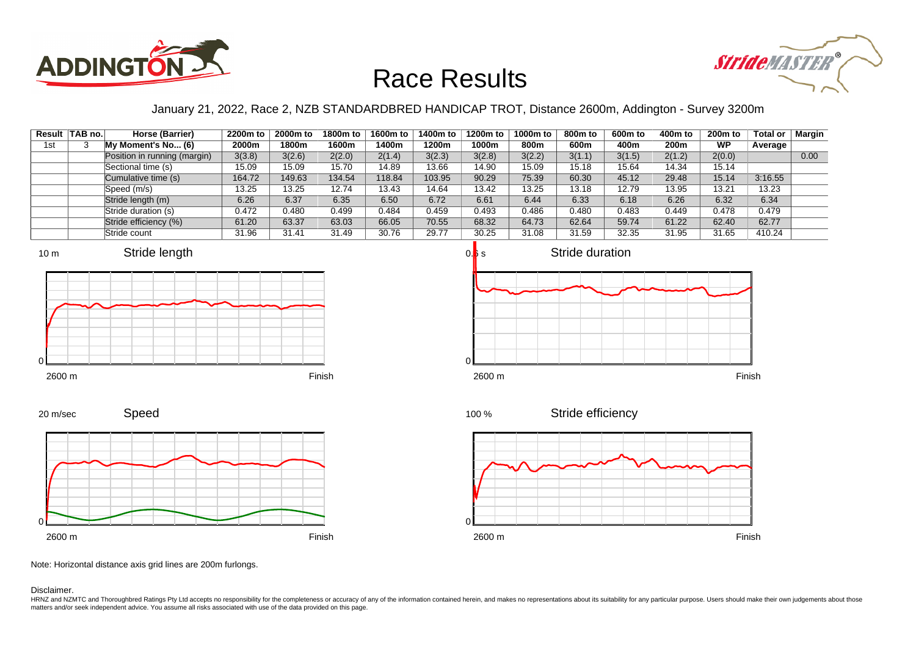# Race Results

January 21, 2022, Race 2, NZB STANDARDBRED HANDICAP TROT, Distance 2600m, Addington - Survey 3200m

| Result | TAB no. | Horse (Barrier) | 2200m to 2000m | 2000m to 1800m | 1800m to 1600m | 1600m to 1400m | 1400m to 1200m | 1200m to 1000m | 1000m to 800m | 800m to 600m | 600m to 400m | 400m to 200m | 200m to WP | Total or Average | Margin |
|---|---|---|---|---|---|---|---|---|---|---|---|---|---|---|---|
| 1st | 3 | **My Moment's No... (6)** | | | | | | | | | | | | | |
| | | Position in running (margin) | 3(3.8) | 3(2.6) | 2(2.0) | 2(1.4) | 3(2.3) | 3(2.8) | 3(2.2) | 3(1.1) | 3(1.5) | 2(1.2) | 2(0.0) | | 0.00 |
| | | Sectional time (s) | 15.09 | 15.09 | 15.70 | 14.89 | 13.66 | 14.90 | 15.09 | 15.18 | 15.64 | 14.34 | 15.14 | | |
| | | Cumulative time (s) | 164.72 | 149.63 | 134.54 | 118.84 | 103.95 | 90.29 | 75.39 | 60.30 | 45.12 | 29.48 | 15.14 | 3:16.55 | |
| | | Speed (m/s) | 13.25 | 13.25 | 12.74 | 13.43 | 14.64 | 13.42 | 13.25 | 13.18 | 12.79 | 13.95 | 13.21 | 13.23 | |
| | | Stride length (m) | 6.26 | 6.37 | 6.35 | 6.50 | 6.72 | 6.61 | 6.44 | 6.33 | 6.18 | 6.26 | 6.32 | 6.34 | |
| | | Stride duration (s) | 0.472 | 0.480 | 0.499 | 0.484 | 0.459 | 0.493 | 0.486 | 0.480 | 0.483 | 0.449 | 0.478 | 0.479 | |
| | | Stride efficiency (%) | 61.20 | 63.37 | 63.03 | 66.05 | 70.55 | 68.32 | 64.73 | 62.64 | 59.74 | 61.22 | 62.40 | 62.77 | |
| | | Stride count | 31.96 | 31.41 | 31.49 | 30.76 | 29.77 | 30.25 | 31.08 | 31.59 | 32.35 | 31.95 | 31.65 | 410.24 | |

Note: Horizontal distance axis grid lines are 200m furlongs.

Disclaimer.

HRNZ and NZMTC and Thoroughbred Ratings Pty Ltd accepts no responsibility for the completeness or accuracy of any of the information contained herein, and makes no representations about its suitability for any particular purpose. Users should make their own judgements about those matters and/or seek independent advice. You assume all risks associated with use of the data provided on this page.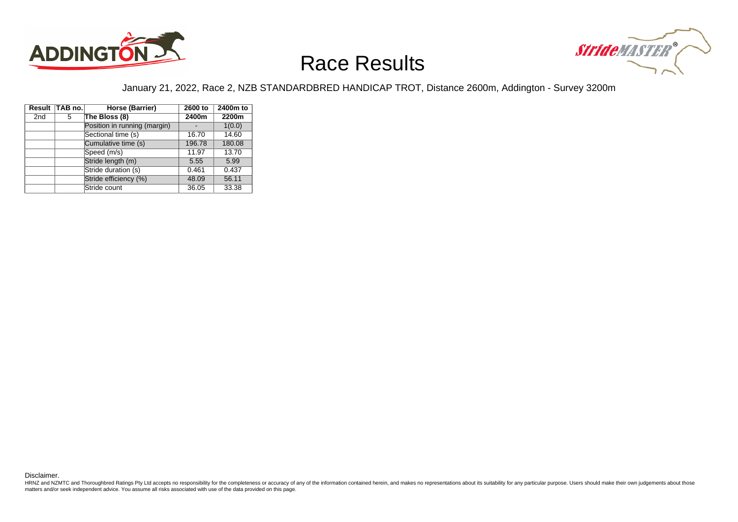# Race Results

January 21, 2022, Race 2, NZB STANDARDBRED HANDICAP TROT, Distance 2600m, Addington - Survey 3200m

| Result | TAB no. | Horse (Barrier) | 2600 to 2400m | 2400m to 2200m |
|---|---|---|---|---|
| 2nd | 5 | **The Bloss (8)** | | |
| | | Position in running (margin) | - | 1(0.0) |
| | | Sectional time (s) | 16.70 | 14.60 |
| | | Cumulative time (s) | 196.78 | 180.08 |
| | | Speed (m/s) | 11.97 | 13.70 |
| | | Stride length (m) | 5.55 | 5.99 |
| | | Stride duration (s) | 0.461 | 0.437 |
| | | Stride efficiency (%) | 48.09 | 56.11 |
| | | Stride count | 36.05 | 33.38 |

Disclaimer.

HRNZ and NZMTC and Thoroughbred Ratings Pty Ltd accepts no responsibility for the completeness or accuracy of any of the information contained herein, and makes no representations about its suitability for any particular purpose. Users should make their own judgements about those matters and/or seek independent advice. You assume all risks associated with use of the data provided on this page.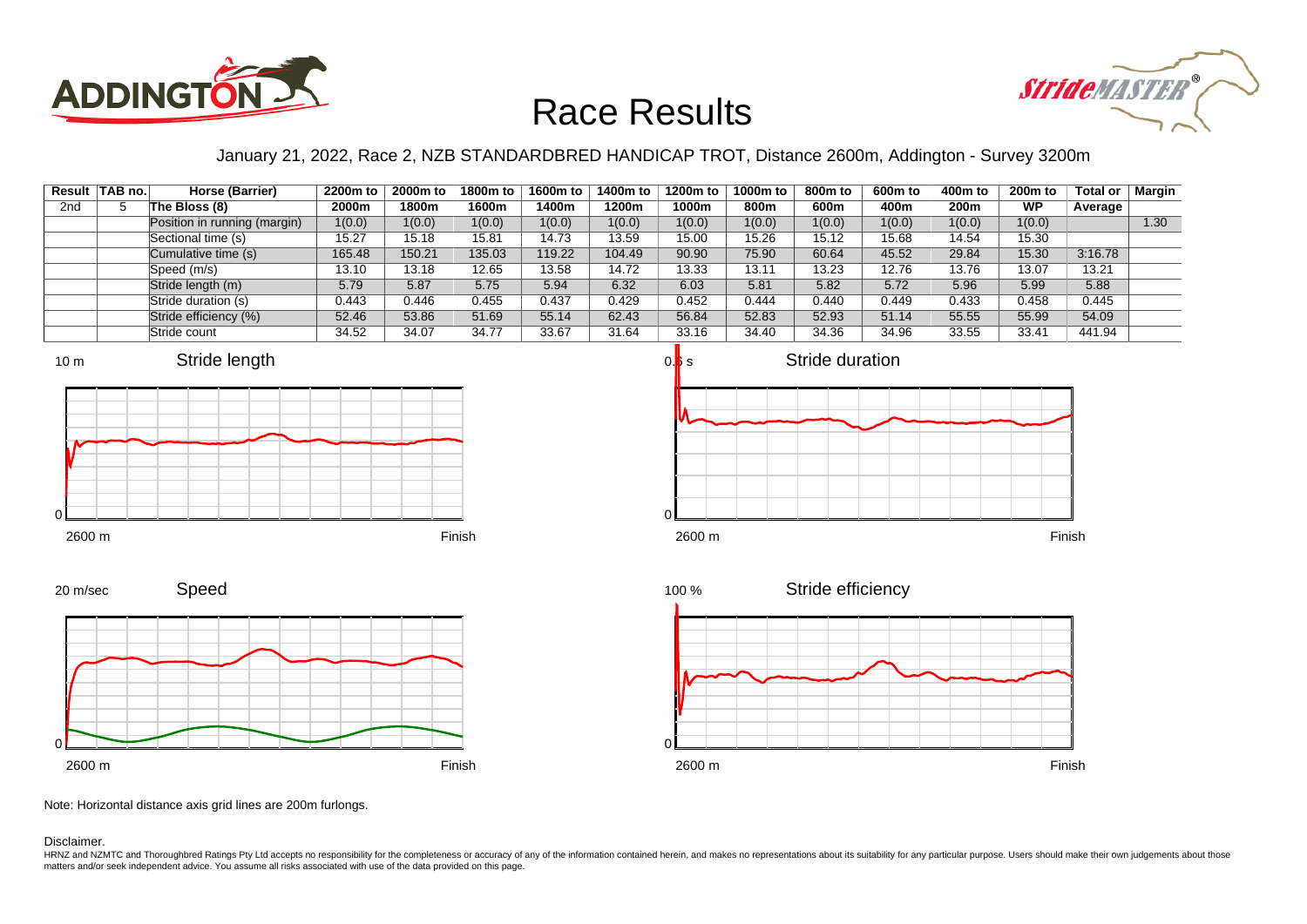# Race Results

January 21, 2022, Race 2, NZB STANDARDBRED HANDICAP TROT, Distance 2600m, Addington - Survey 3200m

| Result | TAB no. | Horse (Barrier) | 2200m to 2000m | 2000m to 1800m | 1800m to 1600m | 1600m to 1400m | 1400m to 1200m | 1200m to 1000m | 1000m to 800m | 800m to 600m | 600m to 400m | 400m to 200m | 200m to WP | Total or Average | Margin |
|---|---|---|---|---|---|---|---|---|---|---|---|---|---|---|---|
| 2nd | 5 | The Bloss (8) | | | | | | | | | | | | | |
| | | Position in running (margin) | 1(0.0) | 1(0.0) | 1(0.0) | 1(0.0) | 1(0.0) | 1(0.0) | 1(0.0) | 1(0.0) | 1(0.0) | 1(0.0) | 1(0.0) | | 1.30 |
| | | Sectional time (s) | 15.27 | 15.18 | 15.81 | 14.73 | 13.59 | 15.00 | 15.26 | 15.12 | 15.68 | 14.54 | 15.30 | | |
| | | Cumulative time (s) | 165.48 | 150.21 | 135.03 | 119.22 | 104.49 | 90.90 | 75.90 | 60.64 | 45.52 | 29.84 | 15.30 | 3:16.78 | |
| | | Speed (m/s) | 13.10 | 13.18 | 12.65 | 13.58 | 14.72 | 13.33 | 13.11 | 13.23 | 12.76 | 13.76 | 13.07 | 13.21 | |
| | | Stride length (m) | 5.79 | 5.87 | 5.75 | 5.94 | 6.32 | 6.03 | 5.81 | 5.82 | 5.72 | 5.96 | 5.99 | 5.88 | |
| | | Stride duration (s) | 0.443 | 0.446 | 0.455 | 0.437 | 0.429 | 0.452 | 0.444 | 0.440 | 0.449 | 0.433 | 0.458 | 0.445 | |
| | | Stride efficiency (%) | 52.46 | 53.86 | 51.69 | 55.14 | 62.43 | 56.84 | 52.83 | 52.93 | 51.14 | 55.55 | 55.99 | 54.09 | |
| | | Stride count | 34.52 | 34.07 | 34.77 | 33.67 | 31.64 | 33.16 | 34.40 | 34.36 | 34.96 | 33.55 | 33.41 | 441.94 | |

Note: Horizontal distance axis grid lines are 200m furlongs.

Disclaimer.

HRNZ and NZMTC and Thoroughbred Ratings Pty Ltd accepts no responsibility for the completeness or accuracy of any of the information contained herein, and makes no representations about its suitability for any particular purpose. Users should make their own judgements about those matters and/or seek independent advice. You assume all risks associated with use of the data provided on this page.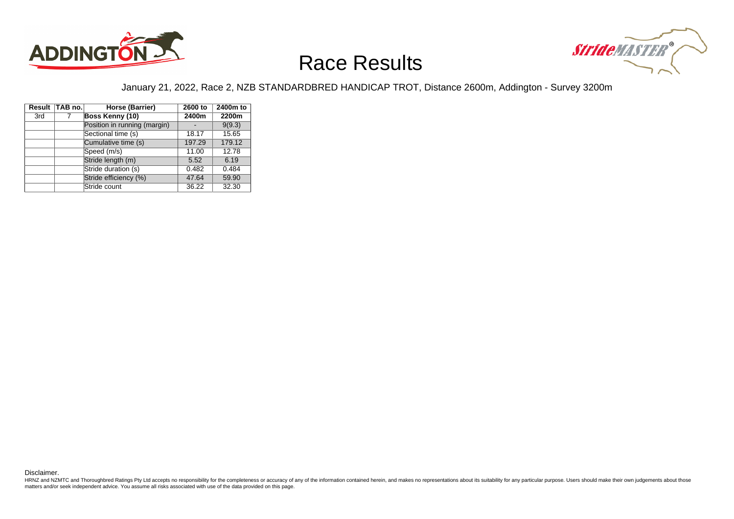# Race Results

January 21, 2022, Race 2, NZB STANDARDBRED HANDICAP TROT, Distance 2600m, Addington - Survey 3200m

| Result | TAB no. | Horse (Barrier) | 2600 to 2400m | 2400m to 2200m |
|---|---|---|---|---|
| 3rd | 7 | **Boss Kenny (10)** | | |
| | | Position in running (margin) | - | 9(9.3) |
| | | Sectional time (s) | 18.17 | 15.65 |
| | | Cumulative time (s) | 197.29 | 179.12 |
| | | Speed (m/s) | 11.00 | 12.78 |
| | | Stride length (m) | 5.52 | 6.19 |
| | | Stride duration (s) | 0.482 | 0.484 |
| | | Stride efficiency (%) | 47.64 | 59.90 |
| | | Stride count | 36.22 | 32.30 |

Disclaimer.

HRNZ and NZMTC and Thoroughbred Ratings Pty Ltd accepts no responsibility for the completeness or accuracy of any of the information contained herein, and makes no representations about its suitability for any particular purpose. Users should make their own judgements about those matters and/or seek independent advice. You assume all risks associated with use of the data provided on this page.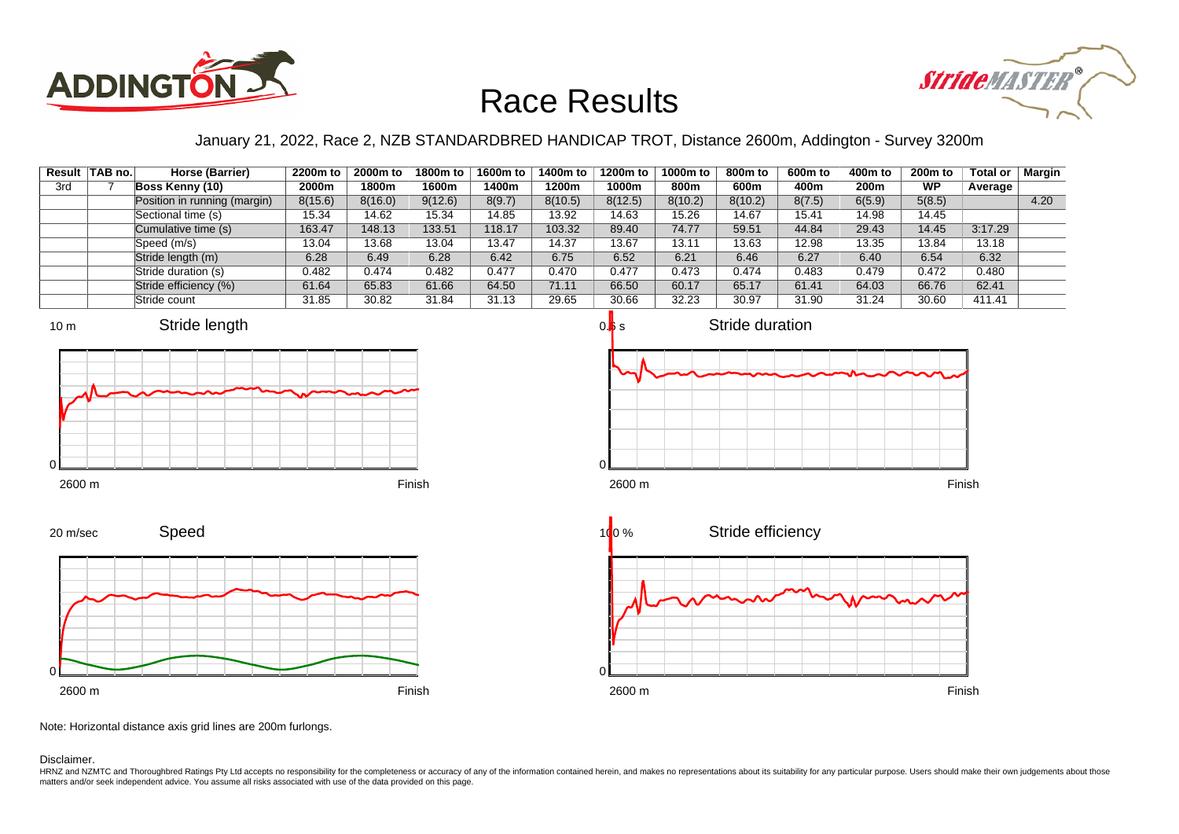# Race Results

January 21, 2022, Race 2, NZB STANDARDBRED HANDICAP TROT, Distance 2600m, Addington - Survey 3200m

| Result | TAB no. | Horse (Barrier) | 2200m to | 2000m to | 1800m to | 1600m to | 1400m to | 1200m to | 1000m to | 800m to | 600m to | 400m to | 200m to | Total or | Margin |
|---|---|---|---|---|---|---|---|---|---|---|---|---|---|---|---|
| 3rd | 7 | **Boss Kenny (10)** | **2000m** | **1800m** | **1600m** | **1400m** | **1200m** | **1000m** | **800m** | **600m** | **400m** | **200m** | **WP** | **Average** | |
| | | Position in running (margin) | 8(15.6) | 8(16.0) | 9(12.6) | 8(9.7) | 8(10.5) | 8(12.5) | 8(10.2) | 8(10.2) | 8(7.5) | 6(5.9) | 5(8.5) | | 4.20 |
| | | Sectional time (s) | 15.34 | 14.62 | 15.34 | 14.85 | 13.92 | 14.63 | 15.26 | 14.67 | 15.41 | 14.98 | 14.45 | | |
| | | Cumulative time (s) | 163.47 | 148.13 | 133.51 | 118.17 | 103.32 | 89.40 | 74.77 | 59.51 | 44.84 | 29.43 | 14.45 | 3:17.29 | |
| | | Speed (m/s) | 13.04 | 13.68 | 13.04 | 13.47 | 14.37 | 13.67 | 13.11 | 13.63 | 12.98 | 13.35 | 13.84 | 13.18 | |
| | | Stride length (m) | 6.28 | 6.49 | 6.28 | 6.42 | 6.75 | 6.52 | 6.21 | 6.46 | 6.27 | 6.40 | 6.54 | 6.32 | |
| | | Stride duration (s) | 0.482 | 0.474 | 0.482 | 0.477 | 0.470 | 0.477 | 0.473 | 0.474 | 0.483 | 0.479 | 0.472 | 0.480 | |
| | | Stride efficiency (%) | 61.64 | 65.83 | 61.66 | 64.50 | 71.11 | 66.50 | 60.17 | 65.17 | 61.41 | 64.03 | 66.76 | 62.41 | |
| | | Stride count | 31.85 | 30.82 | 31.84 | 31.13 | 29.65 | 30.66 | 32.23 | 30.97 | 31.90 | 31.24 | 30.60 | 411.41 | |

Note: Horizontal distance axis grid lines are 200m furlongs.

Disclaimer.

HRNZ and NZMTC and Thoroughbred Ratings Pty Ltd accepts no responsibility for the completeness or accuracy of any of the information contained herein, and makes no representations about its suitability for any particular purpose. Users should make their own judgements about those matters and/or seek independent advice. You assume all risks associated with use of the data provided on this page.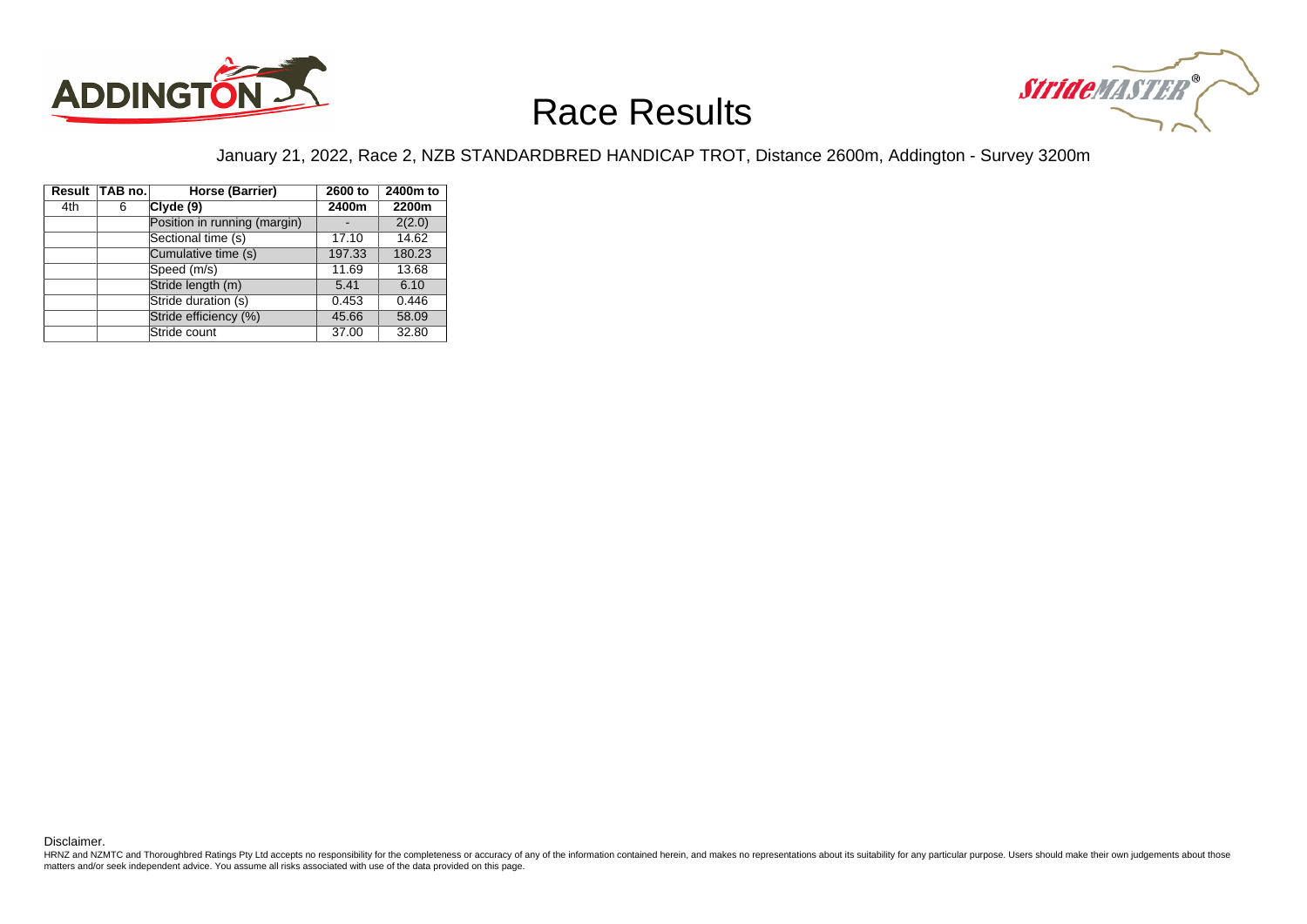# Race Results

January 21, 2022, Race 2, NZB STANDARDBRED HANDICAP TROT, Distance 2600m, Addington - Survey 3200m

| Result | TAB no. | Horse (Barrier) | 2600 to 2400m | 2400m to 2200m |
|---|---|---|---|---|
| 4th | 6 | **Clyde (9)** | | |
| | | Position in running (margin) | - | 2(2.0) |
| | | Sectional time (s) | 17.10 | 14.62 |
| | | Cumulative time (s) | 197.33 | 180.23 |
| | | Speed (m/s) | 11.69 | 13.68 |
| | | Stride length (m) | 5.41 | 6.10 |
| | | Stride duration (s) | 0.453 | 0.446 |
| | | Stride efficiency (%) | 45.66 | 58.09 |
| | | Stride count | 37.00 | 32.80 |

Disclaimer.

HRNZ and NZMTC and Thoroughbred Ratings Pty Ltd accepts no responsibility for the completeness or accuracy of any of the information contained herein, and makes no representations about its suitability for any particular purpose. Users should make their own judgements about those matters and/or seek independent advice. You assume all risks associated with use of the data provided on this page.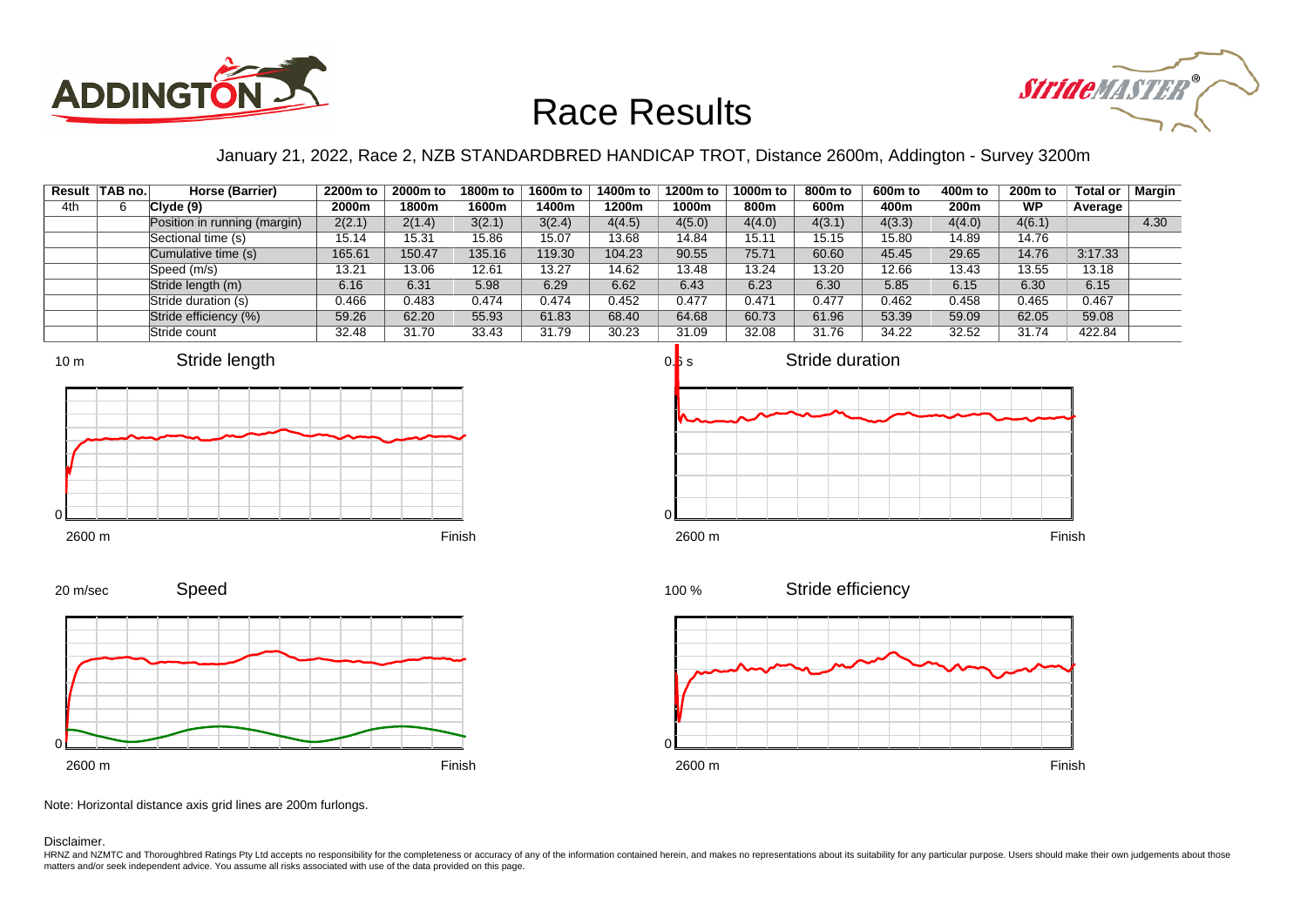# Race Results

January 21, 2022, Race 2, NZB STANDARDBRED HANDICAP TROT, Distance 2600m, Addington - Survey 3200m

| Result | TAB no. | Horse (Barrier) | 2200m to 2000m | 2000m to 1800m | 1800m to 1600m | 1600m to 1400m | 1400m to 1200m | 1200m to 1000m | 1000m to 800m | 800m to 600m | 600m to 400m | 400m to 200m | 200m to WP | Total or Average | Margin |
|---|---|---|---|---|---|---|---|---|---|---|---|---|---|---|---|
| 4th | 6 | Clyde (9) | | | | | | | | | | | | | |
| | | Position in running (margin) | 2(2.1) | 2(1.4) | 3(2.1) | 3(2.4) | 4(4.5) | 4(5.0) | 4(4.0) | 4(3.1) | 4(3.3) | 4(4.0) | 4(6.1) | | 4.30 |
| | | Sectional time (s) | 15.14 | 15.31 | 15.86 | 15.07 | 13.68 | 14.84 | 15.11 | 15.15 | 15.80 | 14.89 | 14.76 | | |
| | | Cumulative time (s) | 165.61 | 150.47 | 135.16 | 119.30 | 104.23 | 90.55 | 75.71 | 60.60 | 45.45 | 29.65 | 14.76 | 3:17.33 | |
| | | Speed (m/s) | 13.21 | 13.06 | 12.61 | 13.27 | 14.62 | 13.48 | 13.24 | 13.20 | 12.66 | 13.43 | 13.55 | 13.18 | |
| | | Stride length (m) | 6.16 | 6.31 | 5.98 | 6.29 | 6.62 | 6.43 | 6.23 | 6.30 | 5.85 | 6.15 | 6.30 | 6.15 | |
| | | Stride duration (s) | 0.466 | 0.483 | 0.474 | 0.474 | 0.452 | 0.477 | 0.471 | 0.477 | 0.462 | 0.458 | 0.465 | 0.467 | |
| | | Stride efficiency (%) | 59.26 | 62.20 | 55.93 | 61.83 | 68.40 | 64.68 | 60.73 | 61.96 | 53.39 | 59.09 | 62.05 | 59.08 | |
| | | Stride count | 32.48 | 31.70 | 33.43 | 31.79 | 30.23 | 31.09 | 32.08 | 31.76 | 34.22 | 32.52 | 31.74 | 422.84 | |

Note: Horizontal distance axis grid lines are 200m furlongs.

Disclaimer.

HRNZ and NZMTC and Thoroughbred Ratings Pty Ltd accepts no responsibility for the completeness or accuracy of any of the information contained herein, and makes no representations about its suitability for any particular purpose. Users should make their own judgements about those matters and/or seek independent advice. You assume all risks associated with use of the data provided on this page.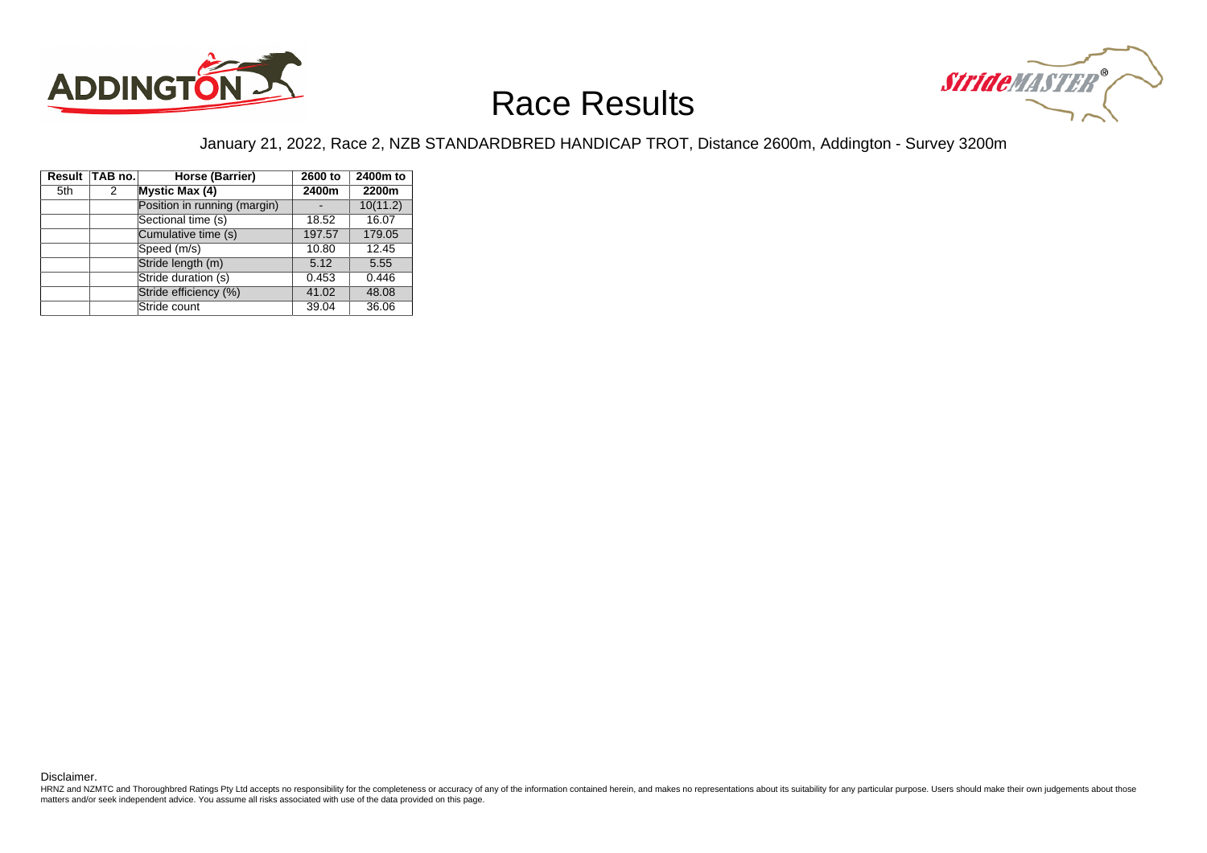# Race Results

January 21, 2022, Race 2, NZB STANDARDBRED HANDICAP TROT, Distance 2600m, Addington - Survey 3200m

| Result | TAB no. | Horse (Barrier) | 2600 to 2400m | 2400m to 2200m |
|---|---|---|---|---|
| 5th | 2 | **Mystic Max (4)** | | |
| | | Position in running (margin) | - | 10(11.2) |
| | | Sectional time (s) | 18.52 | 16.07 |
| | | Cumulative time (s) | 197.57 | 179.05 |
| | | Speed (m/s) | 10.80 | 12.45 |
| | | Stride length (m) | 5.12 | 5.55 |
| | | Stride duration (s) | 0.453 | 0.446 |
| | | Stride efficiency (%) | 41.02 | 48.08 |
| | | Stride count | 39.04 | 36.06 |

Disclaimer.

HRNZ and NZMTC and Thoroughbred Ratings Pty Ltd accepts no responsibility for the completeness or accuracy of any of the information contained herein, and makes no representations about its suitability for any particular purpose. Users should make their own judgements about those matters and/or seek independent advice. You assume all risks associated with use of the data provided on this page.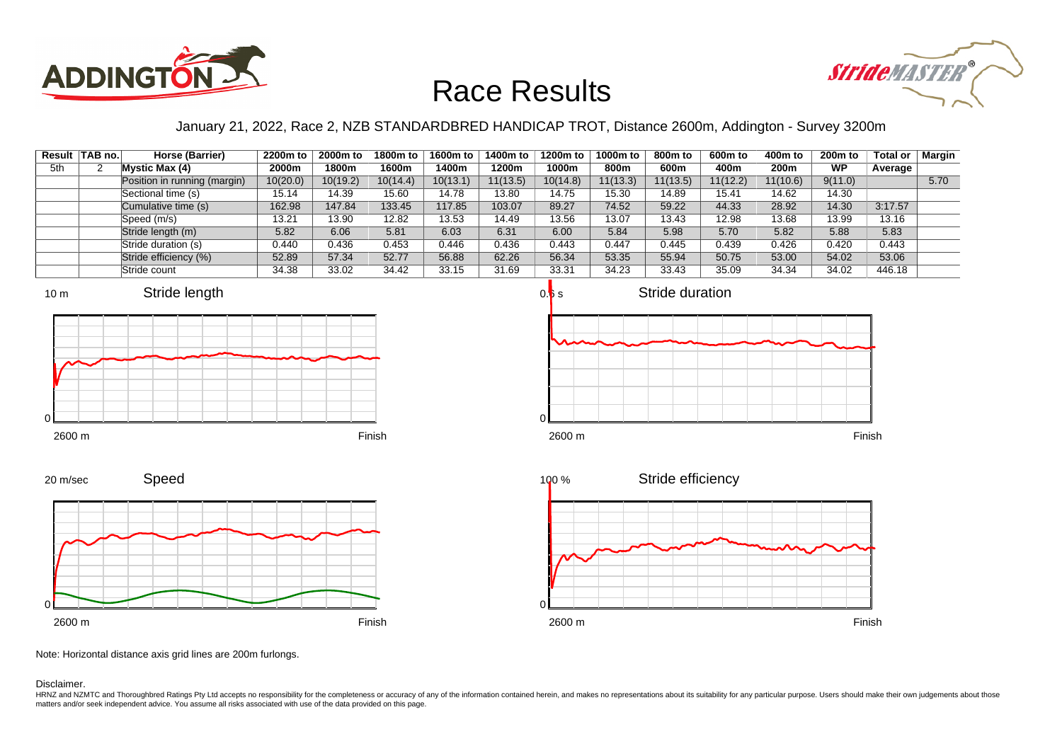# Race Results

January 21, 2022, Race 2, NZB STANDARDBRED HANDICAP TROT, Distance 2600m, Addington - Survey 3200m

| Result | TAB no. | Horse (Barrier) | 2200m to 2000m | 2000m to 1800m | 1800m to 1600m | 1600m to 1400m | 1400m to 1200m | 1200m to 1000m | 1000m to 800m | 800m to 600m | 600m to 400m | 400m to 200m | 200m to WP | Total or Average | Margin |
|---|---|---|---|---|---|---|---|---|---|---|---|---|---|---|---|
| 5th | 2 | **Mystic Max (4)** | | | | | | | | | | | | | |
| | | Position in running (margin) | 10(20.0) | 10(19.2) | 10(14.4) | 10(13.1) | 11(13.5) | 10(14.8) | 11(13.3) | 11(13.5) | 11(12.2) | 11(10.6) | 9(11.0) | | 5.70 |
| | | Sectional time (s) | 15.14 | 14.39 | 15.60 | 14.78 | 13.80 | 14.75 | 15.30 | 14.89 | 15.41 | 14.62 | 14.30 | | |
| | | Cumulative time (s) | 162.98 | 147.84 | 133.45 | 117.85 | 103.07 | 89.27 | 74.52 | 59.22 | 44.33 | 28.92 | 14.30 | 3:17.57 | |
| | | Speed (m/s) | 13.21 | 13.90 | 12.82 | 13.53 | 14.49 | 13.56 | 13.07 | 13.43 | 12.98 | 13.68 | 13.99 | 13.16 | |
| | | Stride length (m) | 5.82 | 6.06 | 5.81 | 6.03 | 6.31 | 6.00 | 5.84 | 5.98 | 5.70 | 5.82 | 5.88 | 5.83 | |
| | | Stride duration (s) | 0.440 | 0.436 | 0.453 | 0.446 | 0.436 | 0.443 | 0.447 | 0.445 | 0.439 | 0.426 | 0.420 | 0.443 | |
| | | Stride efficiency (%) | 52.89 | 57.34 | 52.77 | 56.88 | 62.26 | 56.34 | 53.35 | 55.94 | 50.75 | 53.00 | 54.02 | 53.06 | |
| | | Stride count | 34.38 | 33.02 | 34.42 | 33.15 | 31.69 | 33.31 | 34.23 | 33.43 | 35.09 | 34.34 | 34.02 | 446.18 | |

Note: Horizontal distance axis grid lines are 200m furlongs.

Disclaimer.

HRNZ and NZMTC and Thoroughbred Ratings Pty Ltd accepts no responsibility for the completeness or accuracy of any of the information contained herein, and makes no representations about its suitability for any particular purpose. Users should make their own judgements about those matters and/or seek independent advice. You assume all risks associated with use of the data provided on this page.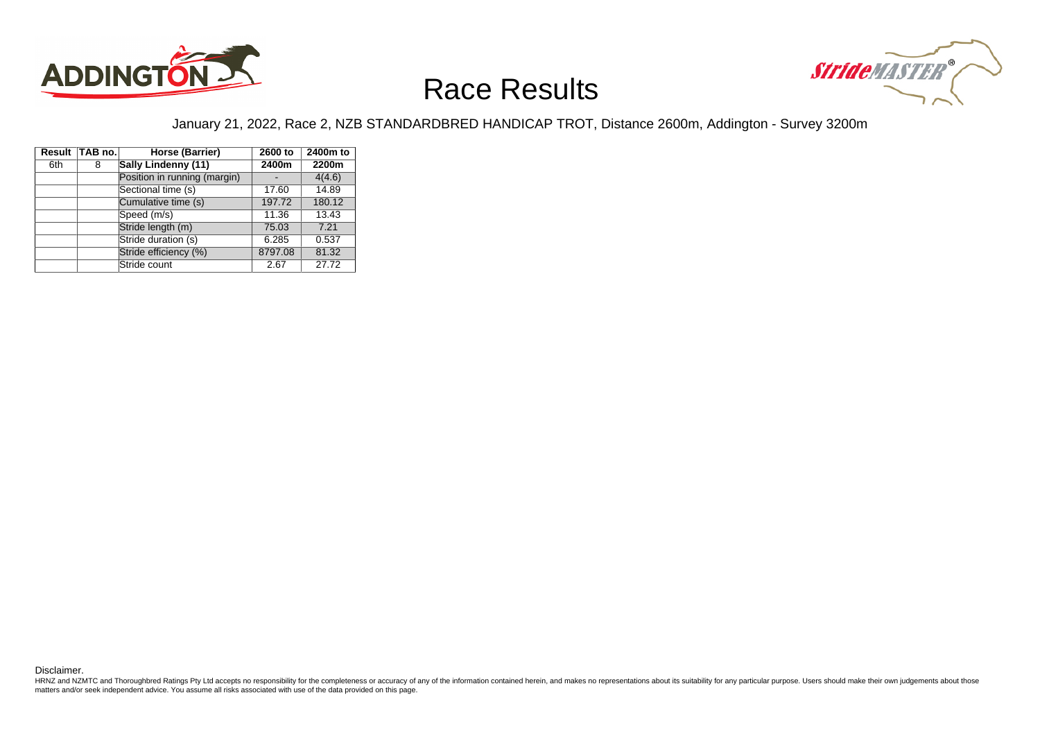# Race Results

January 21, 2022, Race 2, NZB STANDARDBRED HANDICAP TROT, Distance 2600m, Addington - Survey 3200m

| Result | TAB no. | Horse (Barrier) | 2600 to 2400m | 2400m to 2200m |
|---|---|---|---|---|
| 6th | 8 | **Sally Lindenny (11)** | | |
| | | Position in running (margin) | - | 4(4.6) |
| | | Sectional time (s) | 17.60 | 14.89 |
| | | Cumulative time (s) | 197.72 | 180.12 |
| | | Speed (m/s) | 11.36 | 13.43 |
| | | Stride length (m) | 75.03 | 7.21 |
| | | Stride duration (s) | 6.285 | 0.537 |
| | | Stride efficiency (%) | 8797.08 | 81.32 |
| | | Stride count | 2.67 | 27.72 |

Disclaimer.

HRNZ and NZMTC and Thoroughbred Ratings Pty Ltd accepts no responsibility for the completeness or accuracy of any of the information contained herein, and makes no representations about its suitability for any particular purpose. Users should make their own judgements about those matters and/or seek independent advice. You assume all risks associated with use of the data provided on this page.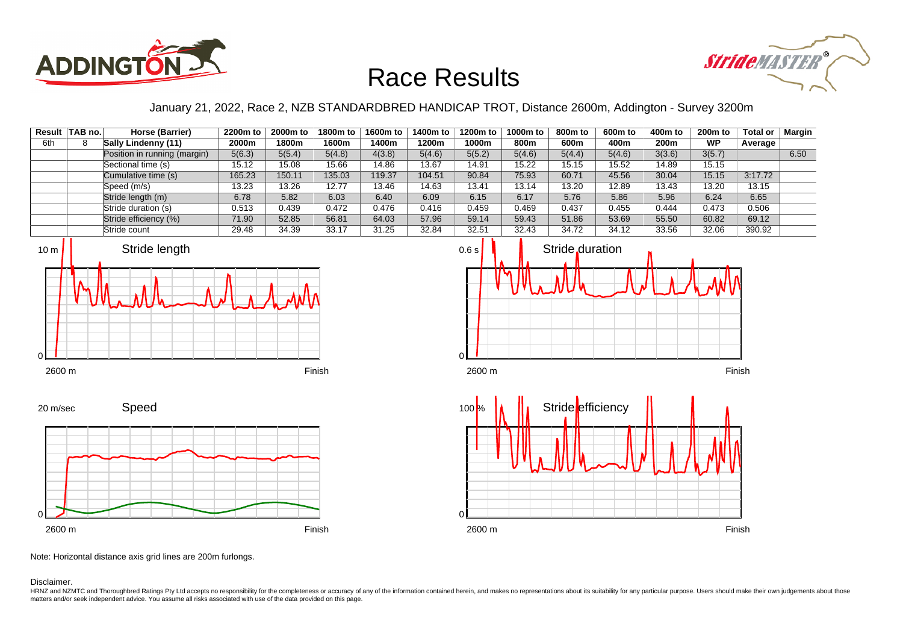# Race Results

January 21, 2022, Race 2, NZB STANDARDBRED HANDICAP TROT, Distance 2600m, Addington - Survey 3200m

| Result | TAB no. | Horse (Barrier) | 2200m to 2000m | 2000m to 1800m | 1800m to 1600m | 1600m to 1400m | 1400m to 1200m | 1200m to 1000m | 1000m to 800m | 800m to 600m | 600m to 400m | 400m to 200m | 200m to WP | Total or Average | Margin |
|---|---|---|---|---|---|---|---|---|---|---|---|---|---|---|---|
| 6th | 8 | **Sally Lindenny (11)** | | | | | | | | | | | | | |
| | | Position in running (margin) | 5(6.3) | 5(5.4) | 5(4.8) | 4(3.8) | 5(4.6) | 5(5.2) | 5(4.6) | 5(4.4) | 5(4.6) | 3(3.6) | 3(5.7) | | 6.50 |
| | | Sectional time (s) | 15.12 | 15.08 | 15.66 | 14.86 | 13.67 | 14.91 | 15.22 | 15.15 | 15.52 | 14.89 | 15.15 | | |
| | | Cumulative time (s) | 165.23 | 150.11 | 135.03 | 119.37 | 104.51 | 90.84 | 75.93 | 60.71 | 45.56 | 30.04 | 15.15 | 3:17.72 | |
| | | Speed (m/s) | 13.23 | 13.26 | 12.77 | 13.46 | 14.63 | 13.41 | 13.14 | 13.20 | 12.89 | 13.43 | 13.20 | 13.15 | |
| | | Stride length (m) | 6.78 | 5.82 | 6.03 | 6.40 | 6.09 | 6.15 | 6.17 | 5.76 | 5.86 | 5.96 | 6.24 | 6.65 | |
| | | Stride duration (s) | 0.513 | 0.439 | 0.472 | 0.476 | 0.416 | 0.459 | 0.469 | 0.437 | 0.455 | 0.444 | 0.473 | 0.506 | |
| | | Stride efficiency (%) | 71.90 | 52.85 | 56.81 | 64.03 | 57.96 | 59.14 | 59.43 | 51.86 | 53.69 | 55.50 | 60.82 | 69.12 | |
| | | Stride count | 29.48 | 34.39 | 33.17 | 31.25 | 32.84 | 32.51 | 32.43 | 34.72 | 34.12 | 33.56 | 32.06 | 390.92 | |

Note: Horizontal distance axis grid lines are 200m furlongs.

Disclaimer.

HRNZ and NZMTC and Thoroughbred Ratings Pty Ltd accepts no responsibility for the completeness or accuracy of any of the information contained herein, and makes no representations about its suitability for any particular purpose. Users should make their own judgements about those matters and/or seek independent advice. You assume all risks associated with use of the data provided on this page.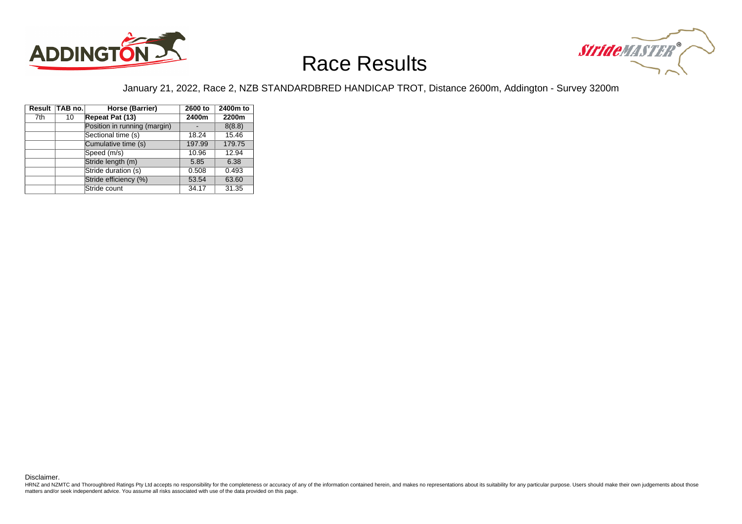# Race Results

January 21, 2022, Race 2, NZB STANDARDBRED HANDICAP TROT, Distance 2600m, Addington - Survey 3200m

| Result | TAB no. | Horse (Barrier) | 2600 to 2400m | 2400m to 2200m |
|---|---|---|---|---|
| 7th | 10 | **Repeat Pat (13)** | | |
| | | Position in running (margin) | - | 8(8.8) |
| | | Sectional time (s) | 18.24 | 15.46 |
| | | Cumulative time (s) | 197.99 | 179.75 |
| | | Speed (m/s) | 10.96 | 12.94 |
| | | Stride length (m) | 5.85 | 6.38 |
| | | Stride duration (s) | 0.508 | 0.493 |
| | | Stride efficiency (%) | 53.54 | 63.60 |
| | | Stride count | 34.17 | 31.35 |

Disclaimer.

HRNZ and NZMTC and Thoroughbred Ratings Pty Ltd accepts no responsibility for the completeness or accuracy of any of the information contained herein, and makes no representations about its suitability for any particular purpose. Users should make their own judgements about those matters and/or seek independent advice. You assume all risks associated with use of the data provided on this page.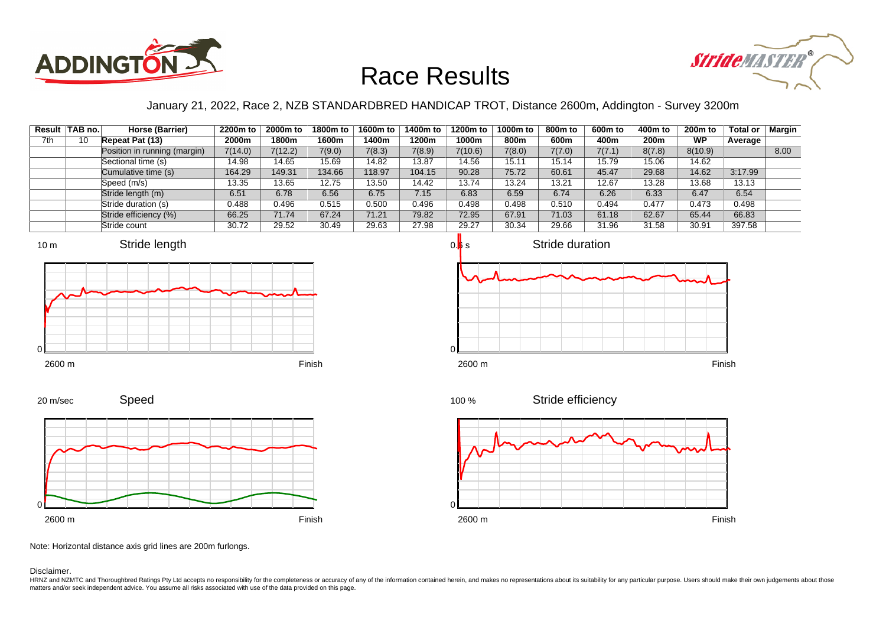# Race Results

January 21, 2022, Race 2, NZB STANDARDBRED HANDICAP TROT, Distance 2600m, Addington - Survey 3200m

| Result | TAB no. | Horse (Barrier) | 2200m to | 2000m to | 1800m to | 1600m to | 1400m to | 1200m to | 1000m to | 800m to | 600m to | 400m to | 200m to | Total or | Margin |
|---|---|---|---|---|---|---|---|---|---|---|---|---|---|---|---|
| 7th | 10 | **Repeat Pat (13)** | **2000m** | **1800m** | **1600m** | **1400m** | **1200m** | **1000m** | **800m** | **600m** | **400m** | **200m** | **WP** | **Average** | |
| | | Position in running (margin) | 7(14.0) | 7(12.2) | 7(9.0) | 7(8.3) | 7(8.9) | 7(10.6) | 7(8.0) | 7(7.0) | 7(7.1) | 8(7.8) | 8(10.9) | | 8.00 |
| | | Sectional time (s) | 14.98 | 14.65 | 15.69 | 14.82 | 13.87 | 14.56 | 15.11 | 15.14 | 15.79 | 15.06 | 14.62 | | |
| | | Cumulative time (s) | 164.29 | 149.31 | 134.66 | 118.97 | 104.15 | 90.28 | 75.72 | 60.61 | 45.47 | 29.68 | 14.62 | 3:17.99 | |
| | | Speed (m/s) | 13.35 | 13.65 | 12.75 | 13.50 | 14.42 | 13.74 | 13.24 | 13.21 | 12.67 | 13.28 | 13.68 | 13.13 | |
| | | Stride length (m) | 6.51 | 6.78 | 6.56 | 6.75 | 7.15 | 6.83 | 6.59 | 6.74 | 6.26 | 6.33 | 6.47 | 6.54 | |
| | | Stride duration (s) | 0.488 | 0.496 | 0.515 | 0.500 | 0.496 | 0.498 | 0.498 | 0.510 | 0.494 | 0.477 | 0.473 | 0.498 | |
| | | Stride efficiency (%) | 66.25 | 71.74 | 67.24 | 71.21 | 79.82 | 72.95 | 67.91 | 71.03 | 61.18 | 62.67 | 65.44 | 66.83 | |
| | | Stride count | 30.72 | 29.52 | 30.49 | 29.63 | 27.98 | 29.27 | 30.34 | 29.66 | 31.96 | 31.58 | 30.91 | 397.58 | |

Note: Horizontal distance axis grid lines are 200m furlongs.

Disclaimer.

HRNZ and NZMTC and Thoroughbred Ratings Pty Ltd accepts no responsibility for the completeness or accuracy of any of the information contained herein, and makes no representations about its suitability for any particular purpose. Users should make their own judgements about those matters and/or seek independent advice. You assume all risks associated with use of the data provided on this page.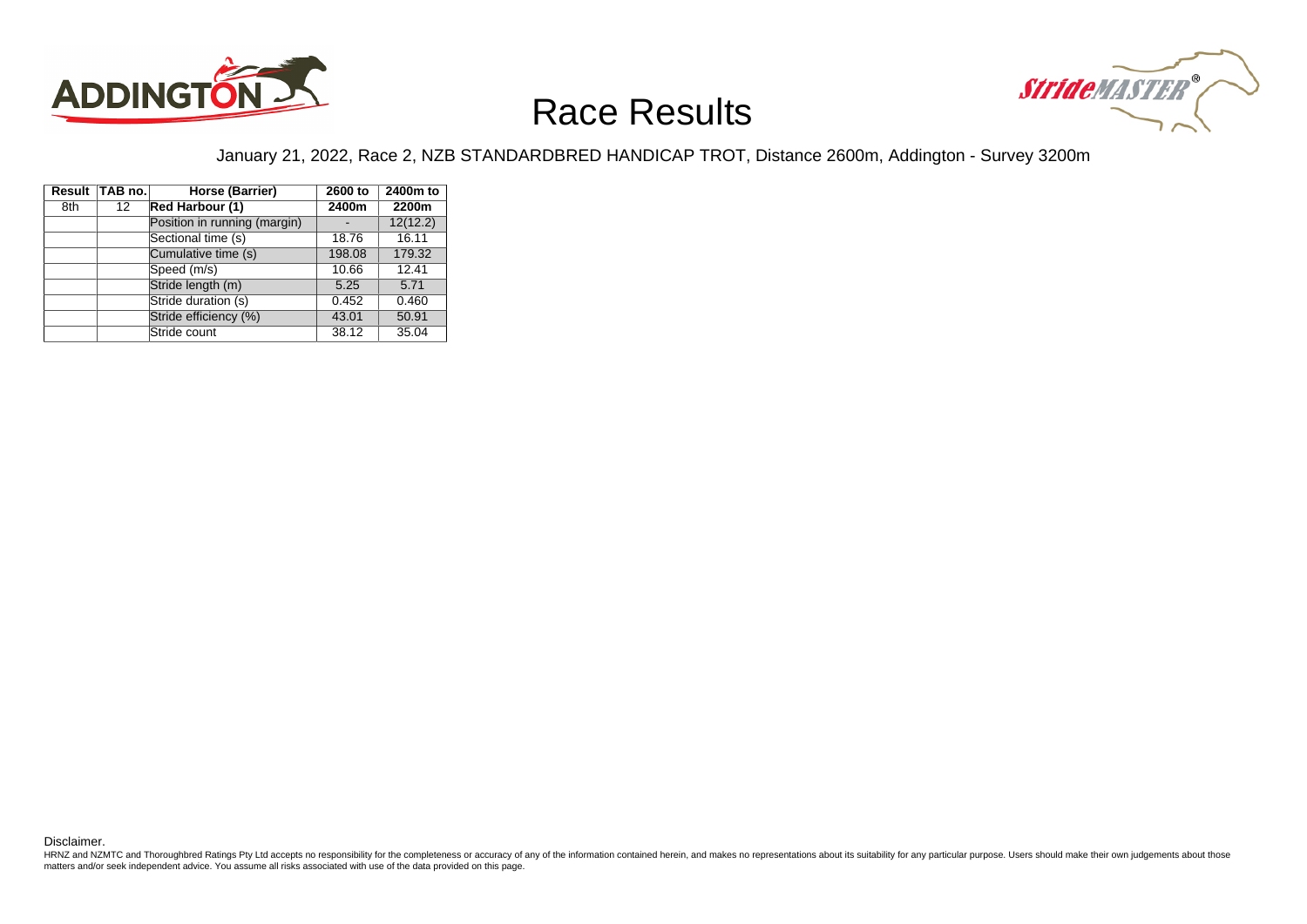# Race Results

January 21, 2022, Race 2, NZB STANDARDBRED HANDICAP TROT, Distance 2600m, Addington - Survey 3200m

| Result | TAB no. | Horse (Barrier) | 2600 to 2400m | 2400m to 2200m |
|---|---|---|---|---|
| 8th | 12 | **Red Harbour (1)** | | |
| | | Position in running (margin) | - | 12(12.2) |
| | | Sectional time (s) | 18.76 | 16.11 |
| | | Cumulative time (s) | 198.08 | 179.32 |
| | | Speed (m/s) | 10.66 | 12.41 |
| | | Stride length (m) | 5.25 | 5.71 |
| | | Stride duration (s) | 0.452 | 0.460 |
| | | Stride efficiency (%) | 43.01 | 50.91 |
| | | Stride count | 38.12 | 35.04 |

Disclaimer.

HRNZ and NZMTC and Thoroughbred Ratings Pty Ltd accepts no responsibility for the completeness or accuracy of any of the information contained herein, and makes no representations about its suitability for any particular purpose. Users should make their own judgements about those matters and/or seek independent advice. You assume all risks associated with use of the data provided on this page.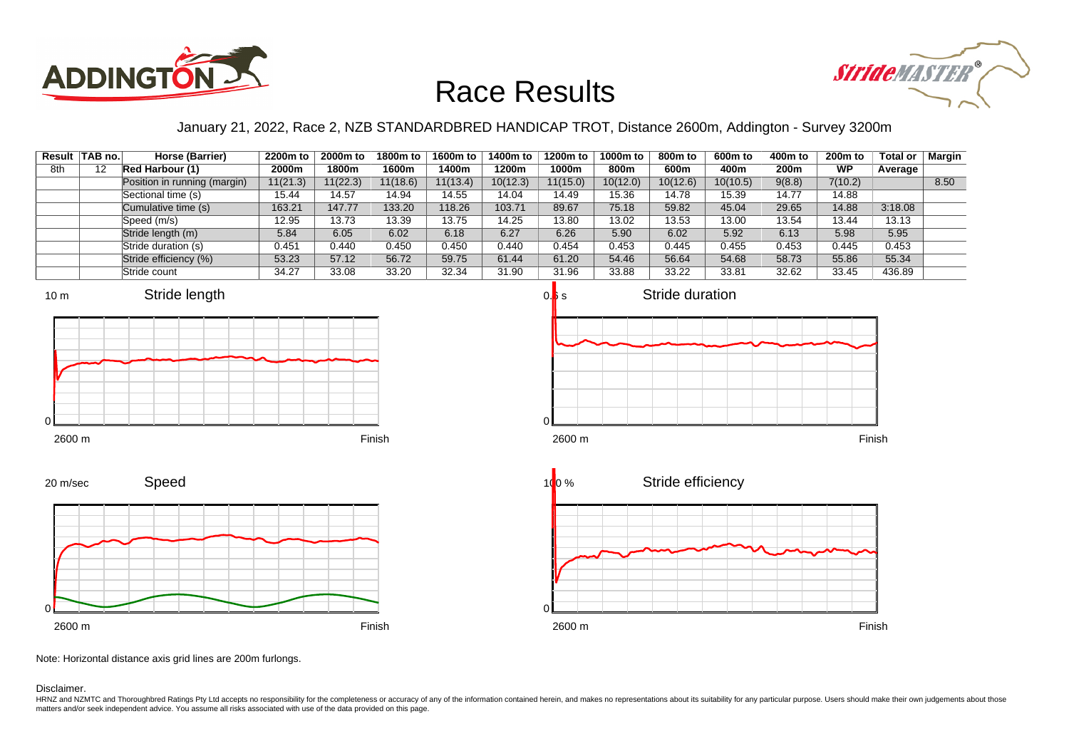# Race Results

January 21, 2022, Race 2, NZB STANDARDBRED HANDICAP TROT, Distance 2600m, Addington - Survey 3200m

| Result | TAB no. | Horse (Barrier) | 2200m to 2000m | 2000m to 1800m | 1800m to 1600m | 1600m to 1400m | 1400m to 1200m | 1200m to 1000m | 1000m to 800m | 800m to 600m | 600m to 400m | 400m to 200m | 200m to WP | Total or Average | Margin |
|---|---|---|---|---|---|---|---|---|---|---|---|---|---|---|---|
| 8th | 12 | **Red Harbour (1)** | | | | | | | | | | | | | |
| | | Position in running (margin) | 11(21.3) | 11(22.3) | 11(18.6) | 11(13.4) | 10(12.3) | 11(15.0) | 10(12.0) | 10(12.6) | 10(10.5) | 9(8.8) | 7(10.2) | | 8.50 |
| | | Sectional time (s) | 15.44 | 14.57 | 14.94 | 14.55 | 14.04 | 14.49 | 15.36 | 14.78 | 15.39 | 14.77 | 14.88 | | |
| | | Cumulative time (s) | 163.21 | 147.77 | 133.20 | 118.26 | 103.71 | 89.67 | 75.18 | 59.82 | 45.04 | 29.65 | 14.88 | 3:18.08 | |
| | | Speed (m/s) | 12.95 | 13.73 | 13.39 | 13.75 | 14.25 | 13.80 | 13.02 | 13.53 | 13.00 | 13.54 | 13.44 | 13.13 | |
| | | Stride length (m) | 5.84 | 6.05 | 6.02 | 6.18 | 6.27 | 6.26 | 5.90 | 6.02 | 5.92 | 6.13 | 5.98 | 5.95 | |
| | | Stride duration (s) | 0.451 | 0.440 | 0.450 | 0.450 | 0.440 | 0.454 | 0.453 | 0.445 | 0.455 | 0.453 | 0.445 | 0.453 | |
| | | Stride efficiency (%) | 53.23 | 57.12 | 56.72 | 59.75 | 61.44 | 61.20 | 54.46 | 56.64 | 54.68 | 58.73 | 55.86 | 55.34 | |
| | | Stride count | 34.27 | 33.08 | 33.20 | 32.34 | 31.90 | 31.96 | 33.88 | 33.22 | 33.81 | 32.62 | 33.45 | 436.89 | |

Note: Horizontal distance axis grid lines are 200m furlongs.

Disclaimer.

HRNZ and NZMTC and Thoroughbred Ratings Pty Ltd accepts no responsibility for the completeness or accuracy of any of the information contained herein, and makes no representations about its suitability for any particular purpose. Users should make their own judgements about those matters and/or seek independent advice. You assume all risks associated with use of the data provided on this page.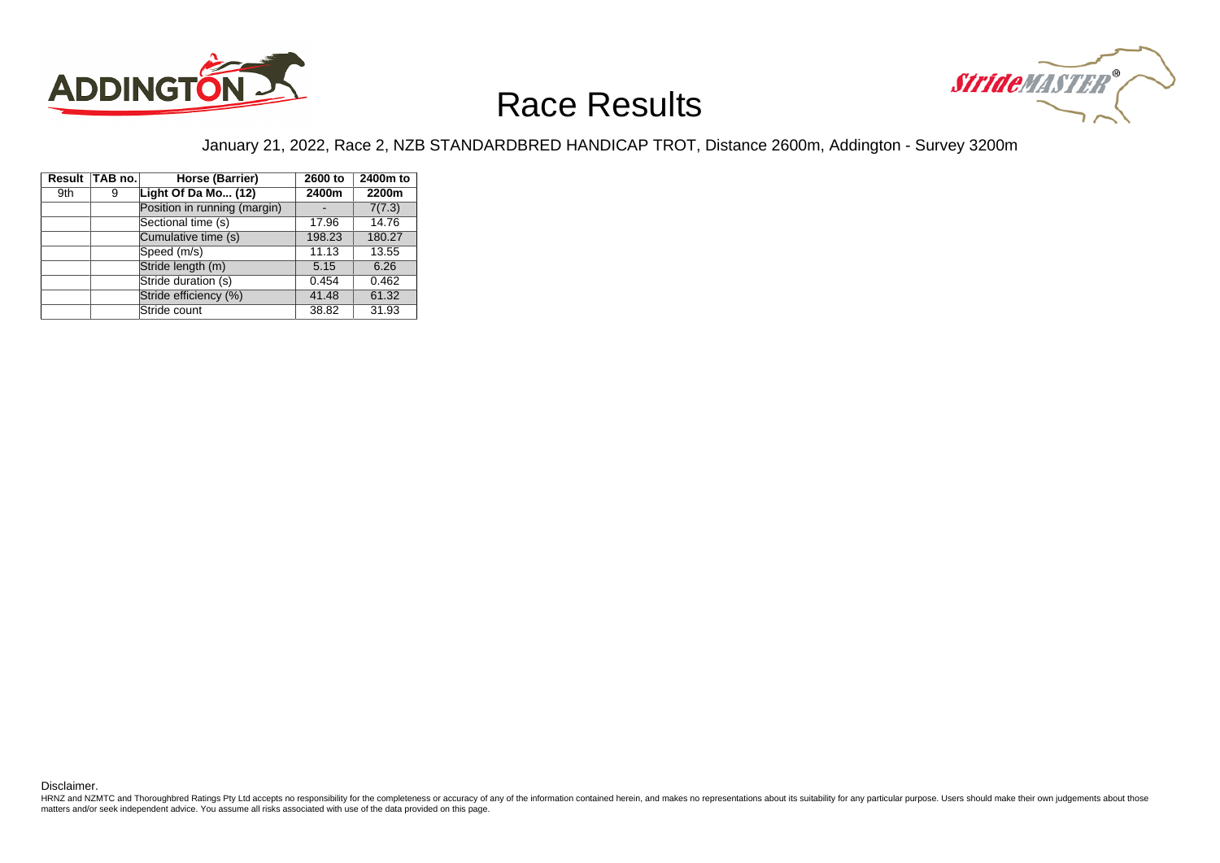# Race Results

January 21, 2022, Race 2, NZB STANDARDBRED HANDICAP TROT, Distance 2600m, Addington - Survey 3200m

| Result | TAB no. | Horse (Barrier) | 2600 to 2400m | 2400m to 2200m |
|---|---|---|---|---|
| 9th | 9 | **Light Of Da Mo... (12)** | | |
| | | Position in running (margin) | - | 7(7.3) |
| | | Sectional time (s) | 17.96 | 14.76 |
| | | Cumulative time (s) | 198.23 | 180.27 |
| | | Speed (m/s) | 11.13 | 13.55 |
| | | Stride length (m) | 5.15 | 6.26 |
| | | Stride duration (s) | 0.454 | 0.462 |
| | | Stride efficiency (%) | 41.48 | 61.32 |
| | | Stride count | 38.82 | 31.93 |

Disclaimer.
HRNZ and NZMTC and Thoroughbred Ratings Pty Ltd accepts no responsibility for the completeness or accuracy of any of the information contained herein, and makes no representations about its suitability for any particular purpose. Users should make their own judgements about those matters and/or seek independent advice. You assume all risks associated with use of the data provided on this page.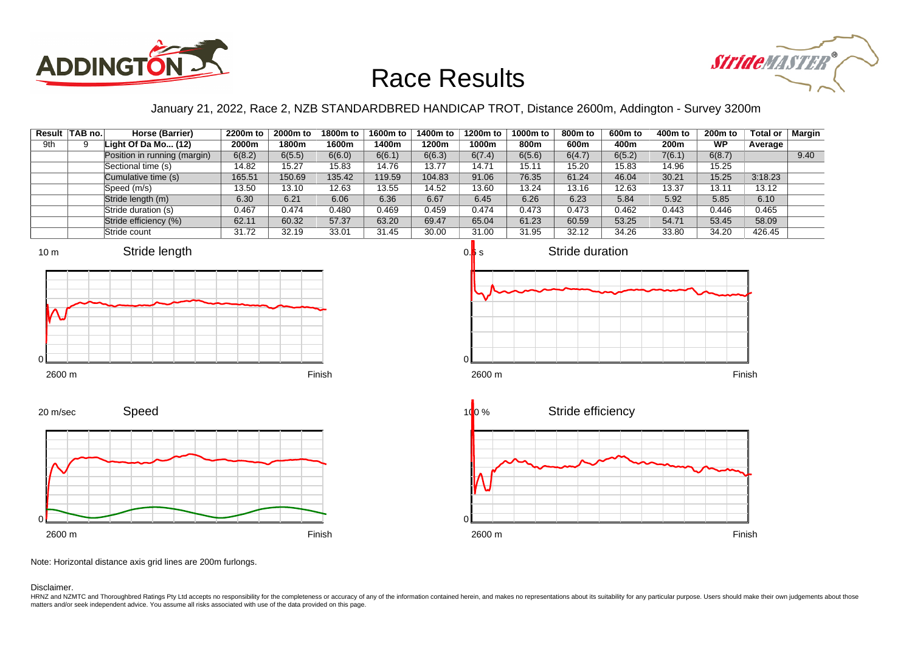# Race Results

January 21, 2022, Race 2, NZB STANDARDBRED HANDICAP TROT, Distance 2600m, Addington - Survey 3200m

| Result | TAB no. | Horse (Barrier) | 2200m to 2000m | 2000m to 1800m | 1800m to 1600m | 1600m to 1400m | 1400m to 1200m | 1200m to 1000m | 1000m to 800m | 800m to 600m | 600m to 400m | 400m to 200m | 200m to WP | Total or Average | Margin |
|---|---|---|---|---|---|---|---|---|---|---|---|---|---|---|---|
| 9th | 9 | Light Of Da Mo... (12) | | | | | | | | | | | | | |
| | | Position in running (margin) | 6(8.2) | 6(5.5) | 6(6.0) | 6(6.1) | 6(6.3) | 6(7.4) | 6(5.6) | 6(4.7) | 6(5.2) | 7(6.1) | 6(8.7) | | 9.40 |
| | | Sectional time (s) | 14.82 | 15.27 | 15.83 | 14.76 | 13.77 | 14.71 | 15.11 | 15.20 | 15.83 | 14.96 | 15.25 | | |
| | | Cumulative time (s) | 165.51 | 150.69 | 135.42 | 119.59 | 104.83 | 91.06 | 76.35 | 61.24 | 46.04 | 30.21 | 15.25 | 3:18.23 | |
| | | Speed (m/s) | 13.50 | 13.10 | 12.63 | 13.55 | 14.52 | 13.60 | 13.24 | 13.16 | 12.63 | 13.37 | 13.11 | 13.12 | |
| | | Stride length (m) | 6.30 | 6.21 | 6.06 | 6.36 | 6.67 | 6.45 | 6.26 | 6.23 | 5.84 | 5.92 | 5.85 | 6.10 | |
| | | Stride duration (s) | 0.467 | 0.474 | 0.480 | 0.469 | 0.459 | 0.474 | 0.473 | 0.473 | 0.462 | 0.443 | 0.446 | 0.465 | |
| | | Stride efficiency (%) | 62.11 | 60.32 | 57.37 | 63.20 | 69.47 | 65.04 | 61.23 | 60.59 | 53.25 | 54.71 | 53.45 | 58.09 | |
| | | Stride count | 31.72 | 32.19 | 33.01 | 31.45 | 30.00 | 31.00 | 31.95 | 32.12 | 34.26 | 33.80 | 34.20 | 426.45 | |

Note: Horizontal distance axis grid lines are 200m furlongs.

Disclaimer.

HRNZ and NZMTC and Thoroughbred Ratings Pty Ltd accepts no responsibility for the completeness or accuracy of any of the information contained herein, and makes no representations about its suitability for any particular purpose. Users should make their own judgements about those matters and/or seek independent advice. You assume all risks associated with use of the data provided on this page.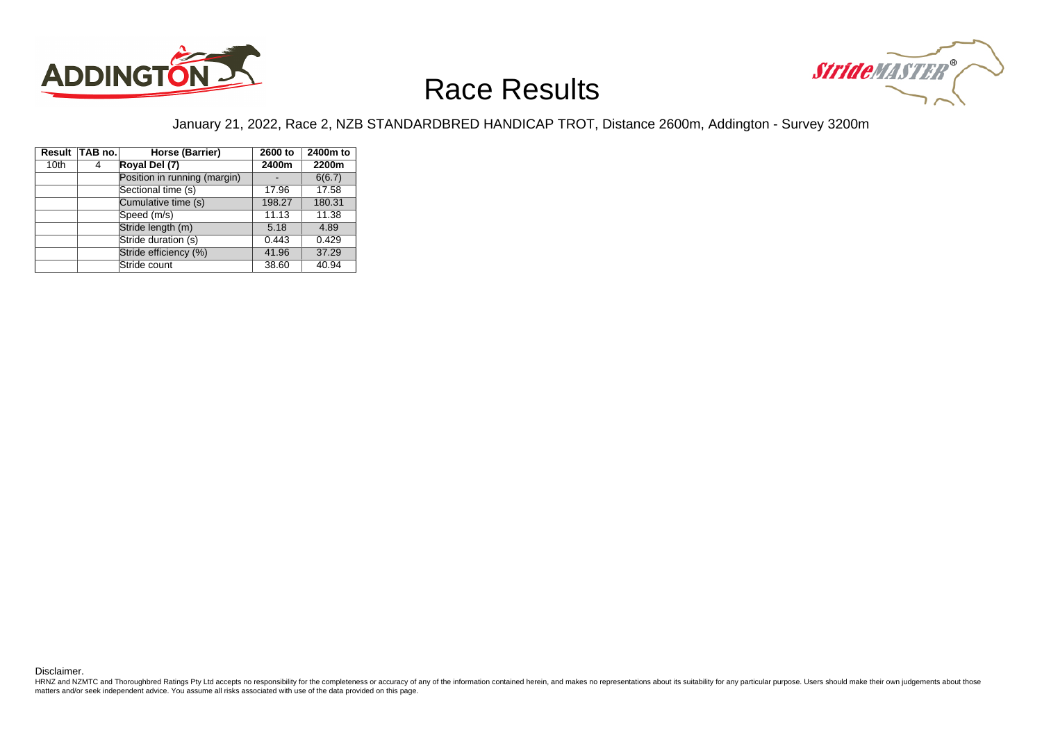# Race Results

January 21, 2022, Race 2, NZB STANDARDBRED HANDICAP TROT, Distance 2600m, Addington - Survey 3200m

| Result | TAB no. | Horse (Barrier) | 2600 to 2400m | 2400m to 2200m |
|---|---|---|---|---|
| 10th | 4 | **Royal Del (7)** | | |
| | | Position in running (margin) | - | 6(6.7) |
| | | Sectional time (s) | 17.96 | 17.58 |
| | | Cumulative time (s) | 198.27 | 180.31 |
| | | Speed (m/s) | 11.13 | 11.38 |
| | | Stride length (m) | 5.18 | 4.89 |
| | | Stride duration (s) | 0.443 | 0.429 |
| | | Stride efficiency (%) | 41.96 | 37.29 |
| | | Stride count | 38.60 | 40.94 |

Disclaimer.

HRNZ and NZMTC and Thoroughbred Ratings Pty Ltd accepts no responsibility for the completeness or accuracy of any of the information contained herein, and makes no representations about its suitability for any particular purpose. Users should make their own judgements about those matters and/or seek independent advice. You assume all risks associated with use of the data provided on this page.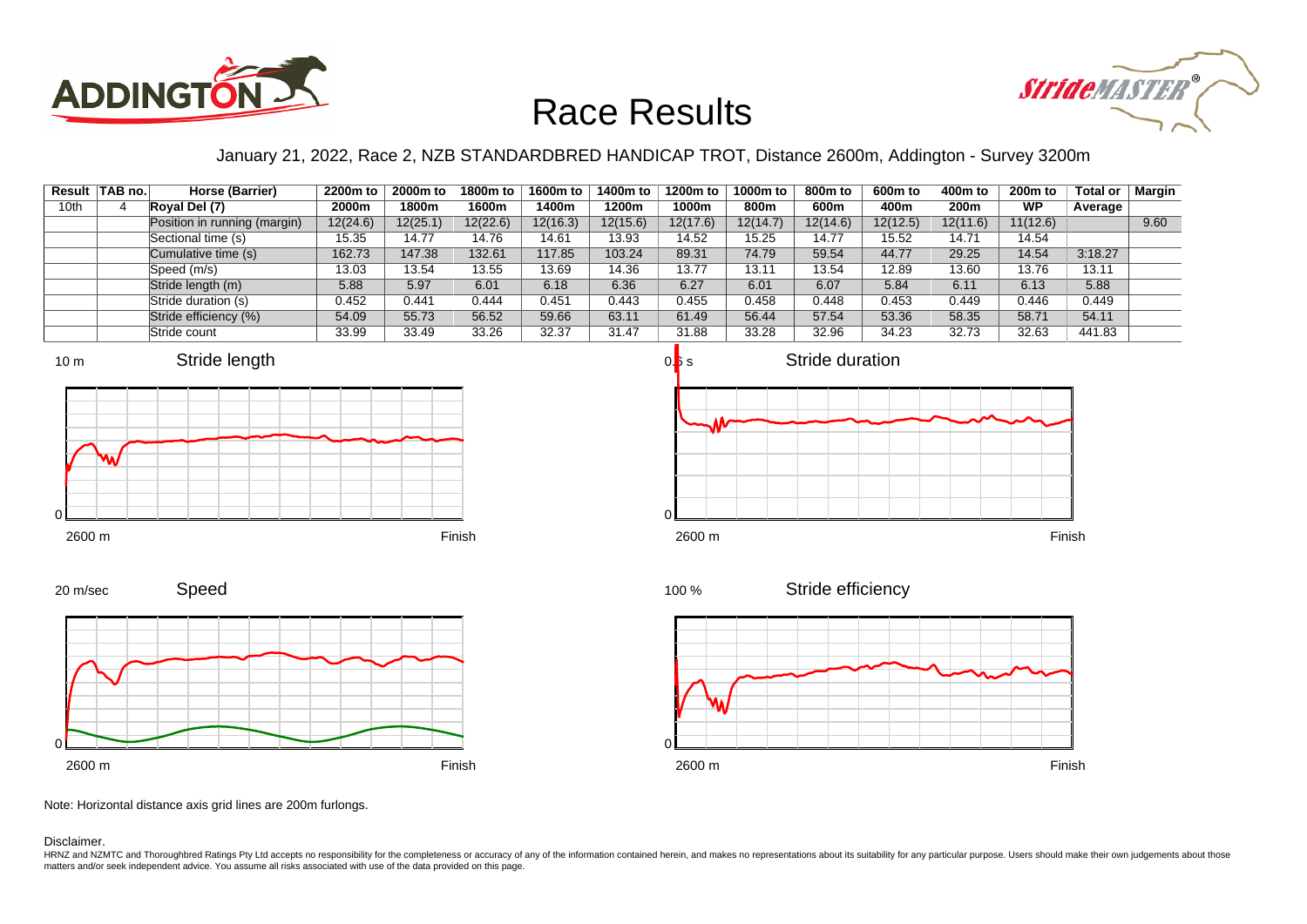# Race Results

January 21, 2022, Race 2, NZB STANDARDBRED HANDICAP TROT, Distance 2600m, Addington - Survey 3200m

| Result | TAB no. | Horse (Barrier) | 2200m to 2000m | 2000m to 1800m | 1800m to 1600m | 1600m to 1400m | 1400m to 1200m | 1200m to 1000m | 1000m to 800m | 800m to 600m | 600m to 400m | 400m to 200m | 200m to WP | Total or Average | Margin |
|---|---|---|---|---|---|---|---|---|---|---|---|---|---|---|---|
| 10th | 4 | **Royal Del (7)** | | | | | | | | | | | | | |
| | | Position in running (margin) | 12(24.6) | 12(25.1) | 12(22.6) | 12(16.3) | 12(15.6) | 12(17.6) | 12(14.7) | 12(14.6) | 12(12.5) | 12(11.6) | 11(12.6) | | 9.60 |
| | | Sectional time (s) | 15.35 | 14.77 | 14.76 | 14.61 | 13.93 | 14.52 | 15.25 | 14.77 | 15.52 | 14.71 | 14.54 | | |
| | | Cumulative time (s) | 162.73 | 147.38 | 132.61 | 117.85 | 103.24 | 89.31 | 74.79 | 59.54 | 44.77 | 29.25 | 14.54 | 3:18.27 | |
| | | Speed (m/s) | 13.03 | 13.54 | 13.55 | 13.69 | 14.36 | 13.77 | 13.11 | 13.54 | 12.89 | 13.60 | 13.76 | 13.11 | |
| | | Stride length (m) | 5.88 | 5.97 | 6.01 | 6.18 | 6.36 | 6.27 | 6.01 | 6.07 | 5.84 | 6.11 | 6.13 | 5.88 | |
| | | Stride duration (s) | 0.452 | 0.441 | 0.444 | 0.451 | 0.443 | 0.455 | 0.458 | 0.448 | 0.453 | 0.449 | 0.446 | 0.449 | |
| | | Stride efficiency (%) | 54.09 | 55.73 | 56.52 | 59.66 | 63.11 | 61.49 | 56.44 | 57.54 | 53.36 | 58.35 | 58.71 | 54.11 | |
| | | Stride count | 33.99 | 33.49 | 33.26 | 32.37 | 31.47 | 31.88 | 33.28 | 32.96 | 34.23 | 32.73 | 32.63 | 441.83 | |

Note: Horizontal distance axis grid lines are 200m furlongs.

Disclaimer.

HRNZ and NZMTC and Thoroughbred Ratings Pty Ltd accepts no responsibility for the completeness or accuracy of any of the information contained herein, and makes no representations about its suitability for any particular purpose. Users should make their own judgements about those matters and/or seek independent advice. You assume all risks associated with use of the data provided on this page.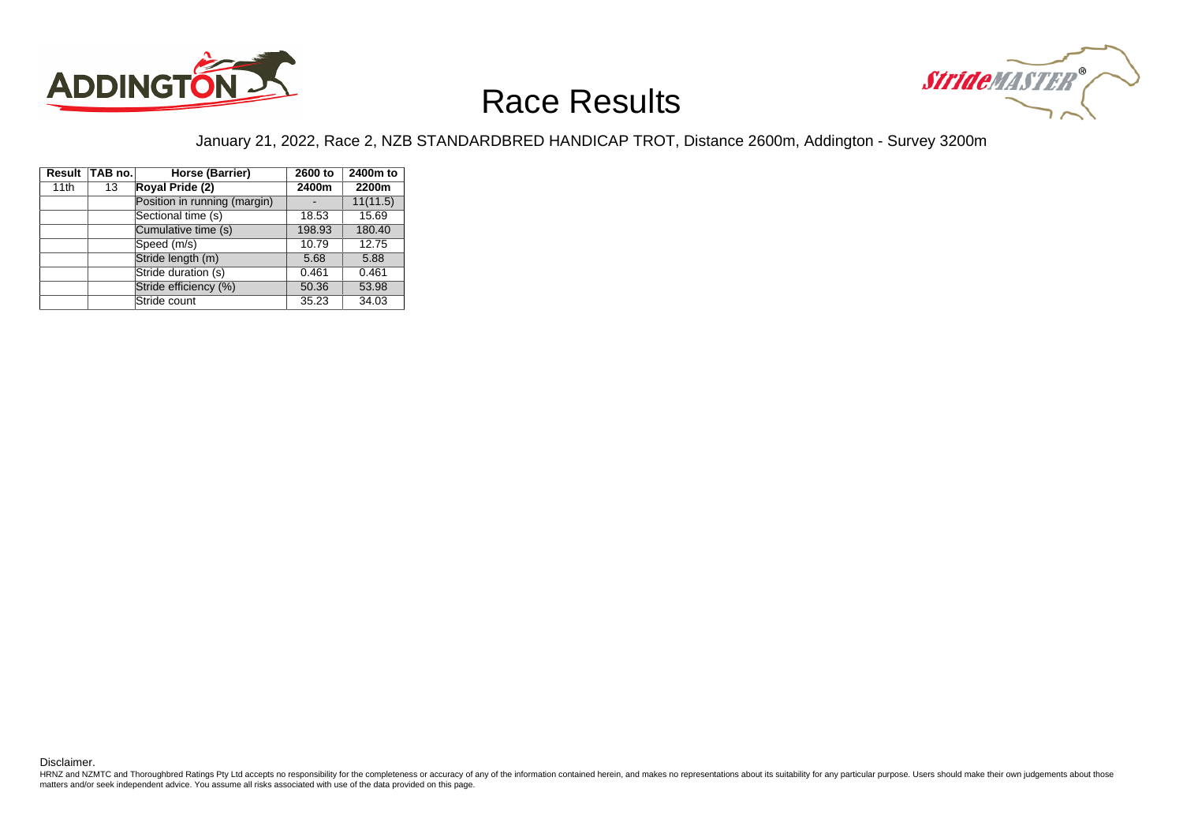# Race Results

January 21, 2022, Race 2, NZB STANDARDBRED HANDICAP TROT, Distance 2600m, Addington - Survey 3200m

| Result | TAB no. | Horse (Barrier) | 2600 to 2400m | 2400m to 2200m |
|---|---|---|---|---|
| 11th | 13 | **Royal Pride (2)** | | |
| | | Position in running (margin) | - | 11(11.5) |
| | | Sectional time (s) | 18.53 | 15.69 |
| | | Cumulative time (s) | 198.93 | 180.40 |
| | | Speed (m/s) | 10.79 | 12.75 |
| | | Stride length (m) | 5.68 | 5.88 |
| | | Stride duration (s) | 0.461 | 0.461 |
| | | Stride efficiency (%) | 50.36 | 53.98 |
| | | Stride count | 35.23 | 34.03 |

Disclaimer.

HRNZ and NZMTC and Thoroughbred Ratings Pty Ltd accepts no responsibility for the completeness or accuracy of any of the information contained herein, and makes no representations about its suitability for any particular purpose. Users should make their own judgements about those matters and/or seek independent advice. You assume all risks associated with use of the data provided on this page.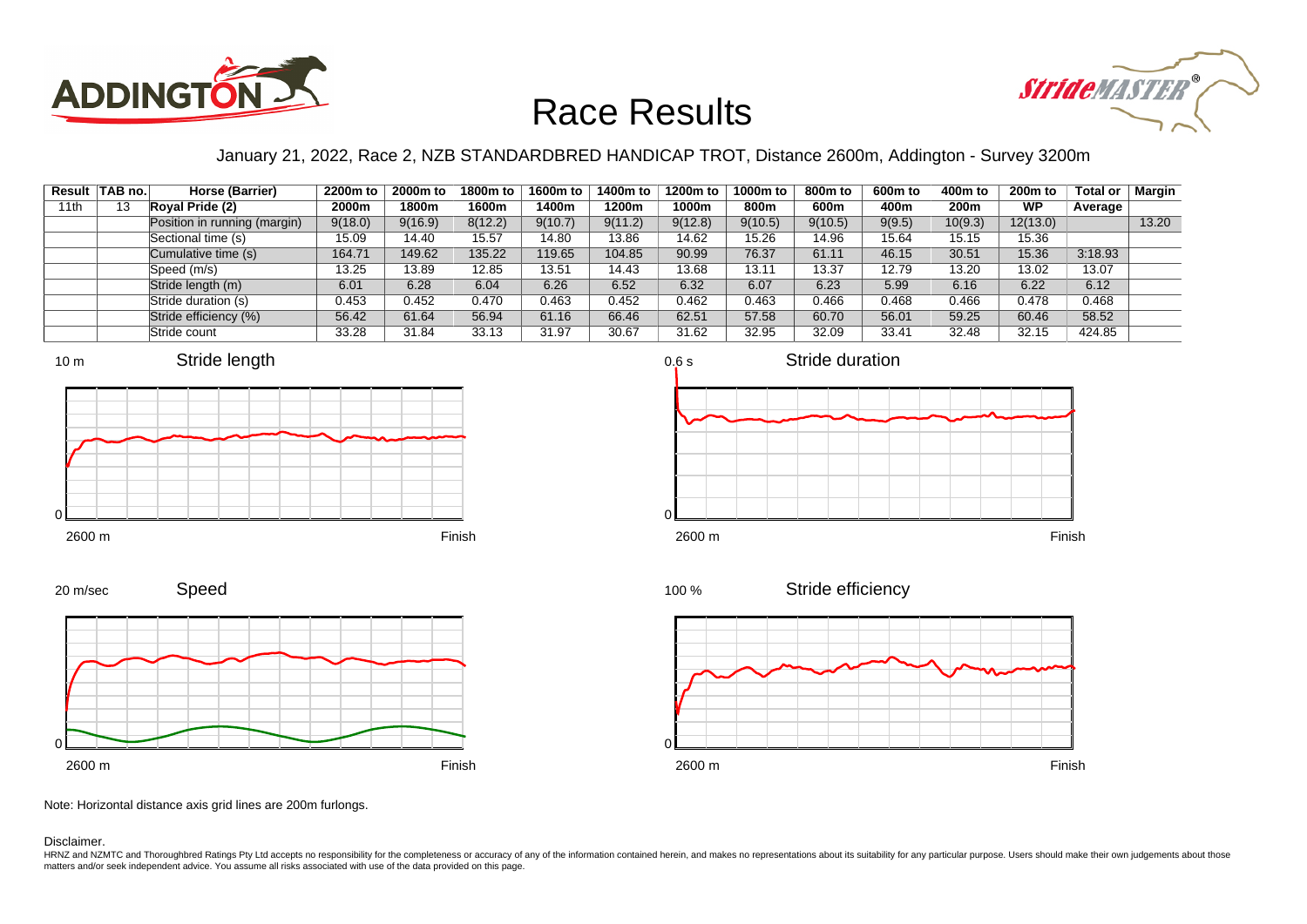# Race Results

January 21, 2022, Race 2, NZB STANDARDBRED HANDICAP TROT, Distance 2600m, Addington - Survey 3200m

| Result | TAB no. | Horse (Barrier) | 2200m to 2000m | 2000m to 1800m | 1800m to 1600m | 1600m to 1400m | 1400m to 1200m | 1200m to 1000m | 1000m to 800m | 800m to 600m | 600m to 400m | 400m to 200m | 200m to WP | Total or Average | Margin |
|---|---|---|---|---|---|---|---|---|---|---|---|---|---|---|---|
| 11th | 13 | **Royal Pride (2)** | | | | | | | | | | | | | |
| | | Position in running (margin) | 9(18.0) | 9(16.9) | 8(12.2) | 9(10.7) | 9(11.2) | 9(12.8) | 9(10.5) | 9(10.5) | 9(9.5) | 10(9.3) | 12(13.0) | | 13.20 |
| | | Sectional time (s) | 15.09 | 14.40 | 15.57 | 14.80 | 13.86 | 14.62 | 15.26 | 14.96 | 15.64 | 15.15 | 15.36 | | |
| | | Cumulative time (s) | 164.71 | 149.62 | 135.22 | 119.65 | 104.85 | 90.99 | 76.37 | 61.11 | 46.15 | 30.51 | 15.36 | 3:18.93 | |
| | | Speed (m/s) | 13.25 | 13.89 | 12.85 | 13.51 | 14.43 | 13.68 | 13.11 | 13.37 | 12.79 | 13.20 | 13.02 | 13.07 | |
| | | Stride length (m) | 6.01 | 6.28 | 6.04 | 6.26 | 6.52 | 6.32 | 6.07 | 6.23 | 5.99 | 6.16 | 6.22 | 6.12 | |
| | | Stride duration (s) | 0.453 | 0.452 | 0.470 | 0.463 | 0.452 | 0.462 | 0.463 | 0.466 | 0.468 | 0.466 | 0.478 | 0.468 | |
| | | Stride efficiency (%) | 56.42 | 61.64 | 56.94 | 61.16 | 66.46 | 62.51 | 57.58 | 60.70 | 56.01 | 59.25 | 60.46 | 58.52 | |
| | | Stride count | 33.28 | 31.84 | 33.13 | 31.97 | 30.67 | 31.62 | 32.95 | 32.09 | 33.41 | 32.48 | 32.15 | 424.85 | |

Note: Horizontal distance axis grid lines are 200m furlongs.

Disclaimer.

HRNZ and NZMTC and Thoroughbred Ratings Pty Ltd accepts no responsibility for the completeness or accuracy of any of the information contained herein, and makes no representations about its suitability for any particular purpose. Users should make their own judgements about those matters and/or seek independent advice. You assume all risks associated with use of the data provided on this page.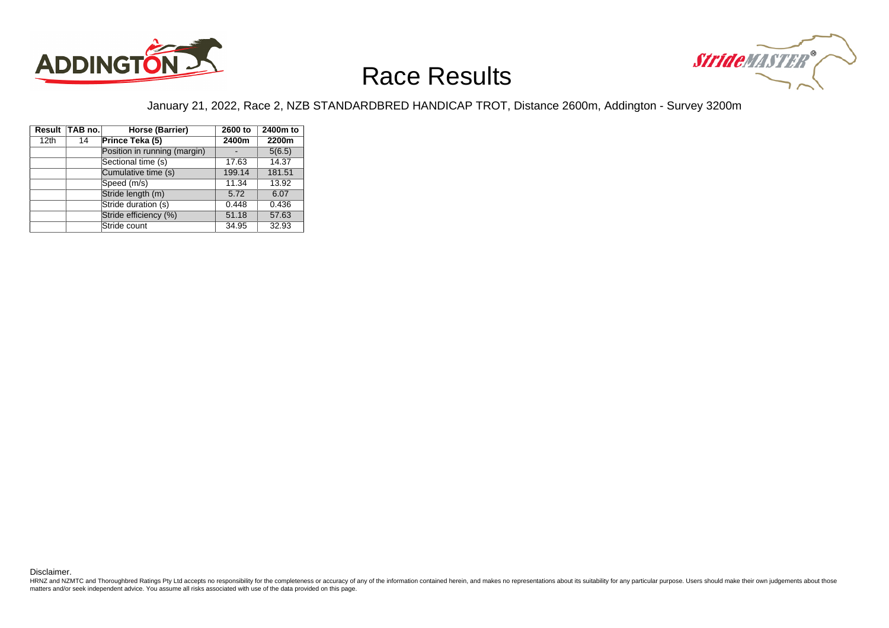# Race Results

January 21, 2022, Race 2, NZB STANDARDBRED HANDICAP TROT, Distance 2600m, Addington - Survey 3200m

| Result | TAB no. | Horse (Barrier) | 2600 to 2400m | 2400m to 2200m |
|---|---|---|---|---|
| 12th | 14 | **Prince Teka (5)** | | |
| | | Position in running (margin) | - | 5(6.5) |
| | | Sectional time (s) | 17.63 | 14.37 |
| | | Cumulative time (s) | 199.14 | 181.51 |
| | | Speed (m/s) | 11.34 | 13.92 |
| | | Stride length (m) | 5.72 | 6.07 |
| | | Stride duration (s) | 0.448 | 0.436 |
| | | Stride efficiency (%) | 51.18 | 57.63 |
| | | Stride count | 34.95 | 32.93 |

Disclaimer.

HRNZ and NZMTC and Thoroughbred Ratings Pty Ltd accepts no responsibility for the completeness or accuracy of any of the information contained herein, and makes no representations about its suitability for any particular purpose. Users should make their own judgements about those matters and/or seek independent advice. You assume all risks associated with use of the data provided on this page.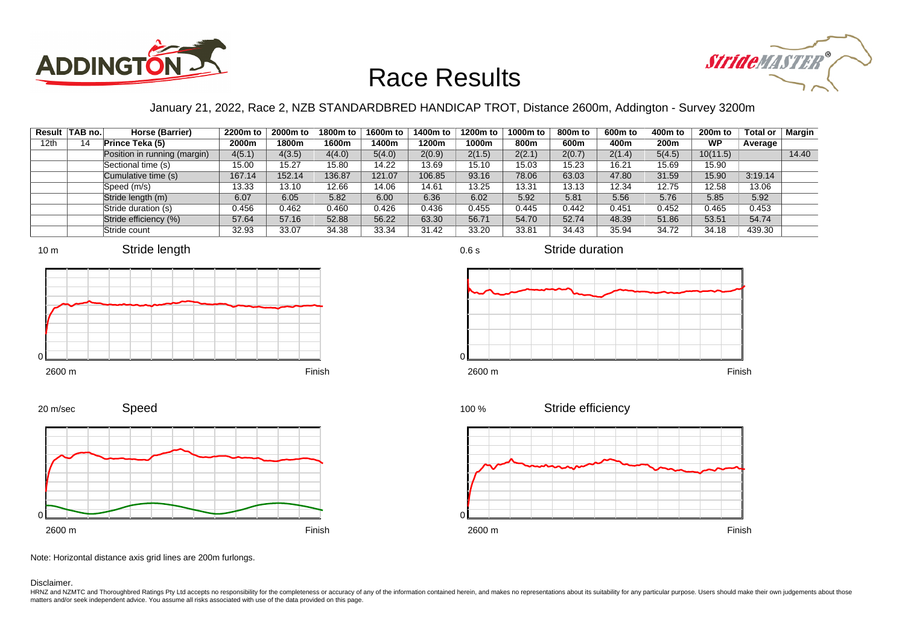# Race Results

January 21, 2022, Race 2, NZB STANDARDBRED HANDICAP TROT, Distance 2600m, Addington - Survey 3200m

| Result | TAB no. | Horse (Barrier) | 2200m to 2000m | 2000m to 1800m | 1800m to 1600m | 1600m to 1400m | 1400m to 1200m | 1200m to 1000m | 1000m to 800m | 800m to 600m | 600m to 400m | 400m to 200m | 200m to WP | Total or Average | Margin |
|---|---|---|---|---|---|---|---|---|---|---|---|---|---|---|---|
| 12th | 14 | **Prince Teka (5)** | | | | | | | | | | | | | |
| | | Position in running (margin) | 4(5.1) | 4(3.5) | 4(4.0) | 5(4.0) | 2(0.9) | 2(1.5) | 2(2.1) | 2(0.7) | 2(1.4) | 5(4.5) | 10(11.5) | | 14.40 |
| | | Sectional time (s) | 15.00 | 15.27 | 15.80 | 14.22 | 13.69 | 15.10 | 15.03 | 15.23 | 16.21 | 15.69 | 15.90 | | |
| | | Cumulative time (s) | 167.14 | 152.14 | 136.87 | 121.07 | 106.85 | 93.16 | 78.06 | 63.03 | 47.80 | 31.59 | 15.90 | 3:19.14 | |
| | | Speed (m/s) | 13.33 | 13.10 | 12.66 | 14.06 | 14.61 | 13.25 | 13.31 | 13.13 | 12.34 | 12.75 | 12.58 | 13.06 | |
| | | Stride length (m) | 6.07 | 6.05 | 5.82 | 6.00 | 6.36 | 6.02 | 5.92 | 5.81 | 5.56 | 5.76 | 5.85 | 5.92 | |
| | | Stride duration (s) | 0.456 | 0.462 | 0.460 | 0.426 | 0.436 | 0.455 | 0.445 | 0.442 | 0.451 | 0.452 | 0.465 | 0.453 | |
| | | Stride efficiency (%) | 57.64 | 57.16 | 52.88 | 56.22 | 63.30 | 56.71 | 54.70 | 52.74 | 48.39 | 51.86 | 53.51 | 54.74 | |
| | | Stride count | 32.93 | 33.07 | 34.38 | 33.34 | 31.42 | 33.20 | 33.81 | 34.43 | 35.94 | 34.72 | 34.18 | 439.30 | |

Stride length (10 m; 2600 m – Finish)

Stride duration (0.6 s; 2600 m – Finish)

Speed (20 m/sec; 2600 m – Finish)

Stride efficiency (100 %; 2600 m – Finish)

Note: Horizontal distance axis grid lines are 200m furlongs.

Disclaimer.

HRNZ and NZMTC and Thoroughbred Ratings Pty Ltd accepts no responsibility for the completeness or accuracy of any of the information contained herein, and makes no representations about its suitability for any particular purpose. Users should make their own judgements about those matters and/or seek independent advice. You assume all risks associated with use of the data provided on this page.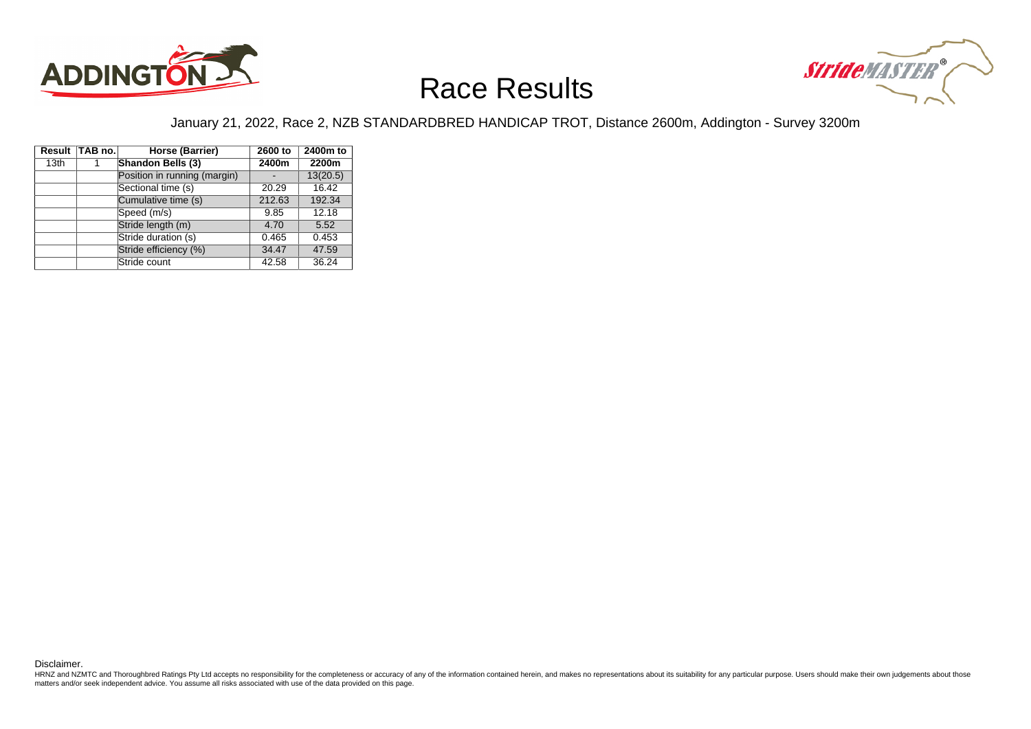# Race Results

January 21, 2022, Race 2, NZB STANDARDBRED HANDICAP TROT, Distance 2600m, Addington - Survey 3200m

| Result | TAB no. | Horse (Barrier) | 2600 to 2400m | 2400m to 2200m |
|---|---|---|---|---|
| 13th | 1 | **Shandon Bells (3)** | | |
| | | Position in running (margin) | - | 13(20.5) |
| | | Sectional time (s) | 20.29 | 16.42 |
| | | Cumulative time (s) | 212.63 | 192.34 |
| | | Speed (m/s) | 9.85 | 12.18 |
| | | Stride length (m) | 4.70 | 5.52 |
| | | Stride duration (s) | 0.465 | 0.453 |
| | | Stride efficiency (%) | 34.47 | 47.59 |
| | | Stride count | 42.58 | 36.24 |

Disclaimer.

HRNZ and NZMTC and Thoroughbred Ratings Pty Ltd accepts no responsibility for the completeness or accuracy of any of the information contained herein, and makes no representations about its suitability for any particular purpose. Users should make their own judgements about those matters and/or seek independent advice. You assume all risks associated with use of the data provided on this page.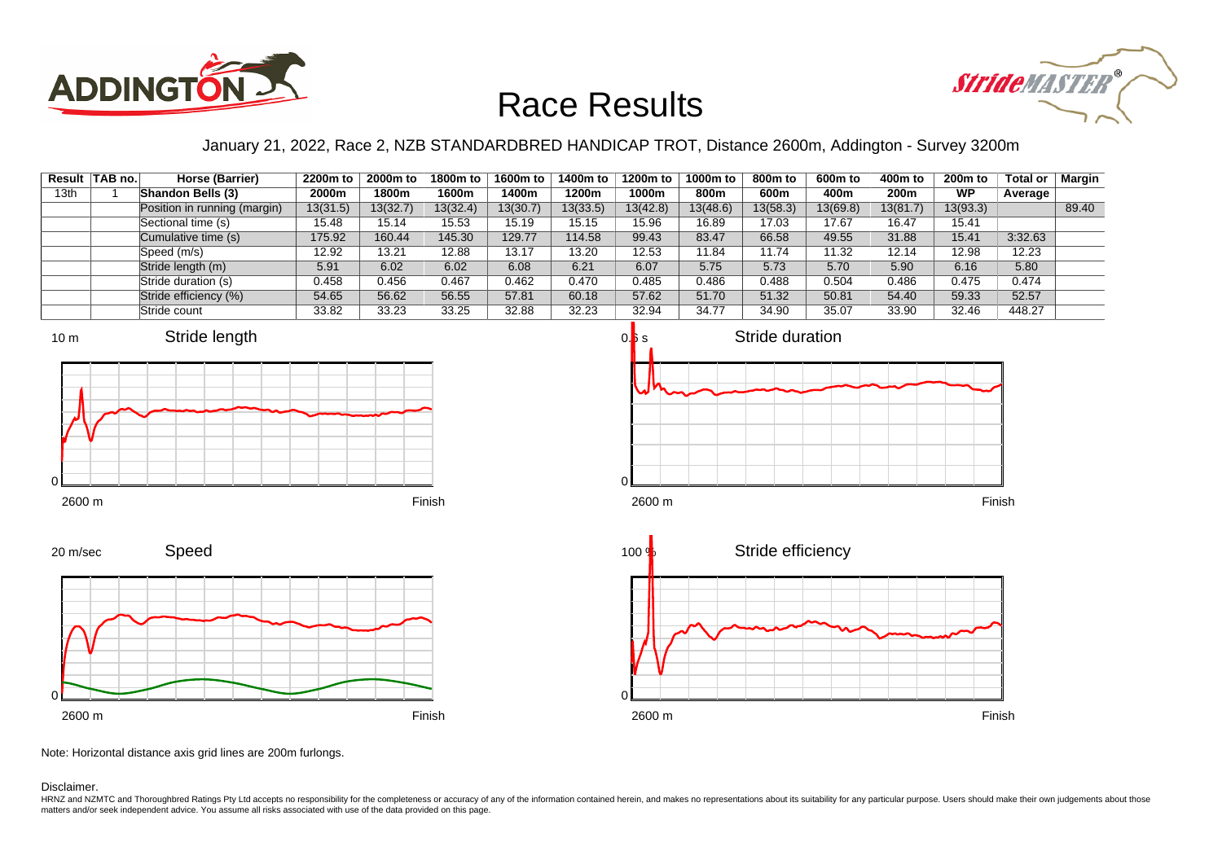# Race Results

January 21, 2022, Race 2, NZB STANDARDBRED HANDICAP TROT, Distance 2600m, Addington - Survey 3200m

| Result | TAB no. | Horse (Barrier) | 2200m to | 2000m to | 1800m to | 1600m to | 1400m to | 1200m to | 1000m to | 800m to | 600m to | 400m to | 200m to | Total or | Margin |
|---|---|---|---|---|---|---|---|---|---|---|---|---|---|---|---|
| 13th | 1 | Shandon Bells (3) | 2000m | 1800m | 1600m | 1400m | 1200m | 1000m | 800m | 600m | 400m | 200m | WP | Average | |
| | | Position in running (margin) | 13(31.5) | 13(32.7) | 13(32.4) | 13(30.7) | 13(33.5) | 13(42.8) | 13(48.6) | 13(58.3) | 13(69.8) | 13(81.7) | 13(93.3) | | 89.40 |
| | | Sectional time (s) | 15.48 | 15.14 | 15.53 | 15.19 | 15.15 | 15.96 | 16.89 | 17.03 | 17.67 | 16.47 | 15.41 | | |
| | | Cumulative time (s) | 175.92 | 160.44 | 145.30 | 129.77 | 114.58 | 99.43 | 83.47 | 66.58 | 49.55 | 31.88 | 15.41 | 3:32.63 | |
| | | Speed (m/s) | 12.92 | 13.21 | 12.88 | 13.17 | 13.20 | 12.53 | 11.84 | 11.74 | 11.32 | 12.14 | 12.98 | 12.23 | |
| | | Stride length (m) | 5.91 | 6.02 | 6.02 | 6.08 | 6.21 | 6.07 | 5.75 | 5.73 | 5.70 | 5.90 | 6.16 | 5.80 | |
| | | Stride duration (s) | 0.458 | 0.456 | 0.467 | 0.462 | 0.470 | 0.485 | 0.486 | 0.488 | 0.504 | 0.486 | 0.475 | 0.474 | |
| | | Stride efficiency (%) | 54.65 | 56.62 | 56.55 | 57.81 | 60.18 | 57.62 | 51.70 | 51.32 | 50.81 | 54.40 | 59.33 | 52.57 | |
| | | Stride count | 33.82 | 33.23 | 33.25 | 32.88 | 32.23 | 32.94 | 34.77 | 34.90 | 35.07 | 33.90 | 32.46 | 448.27 | |

Note: Horizontal distance axis grid lines are 200m furlongs.

Disclaimer.

HRNZ and NZMTC and Thoroughbred Ratings Pty Ltd accepts no responsibility for the completeness or accuracy of any of the information contained herein, and makes no representations about its suitability for any particular purpose. Users should make their own judgements about those matters and/or seek independent advice. You assume all risks associated with use of the data provided on this page.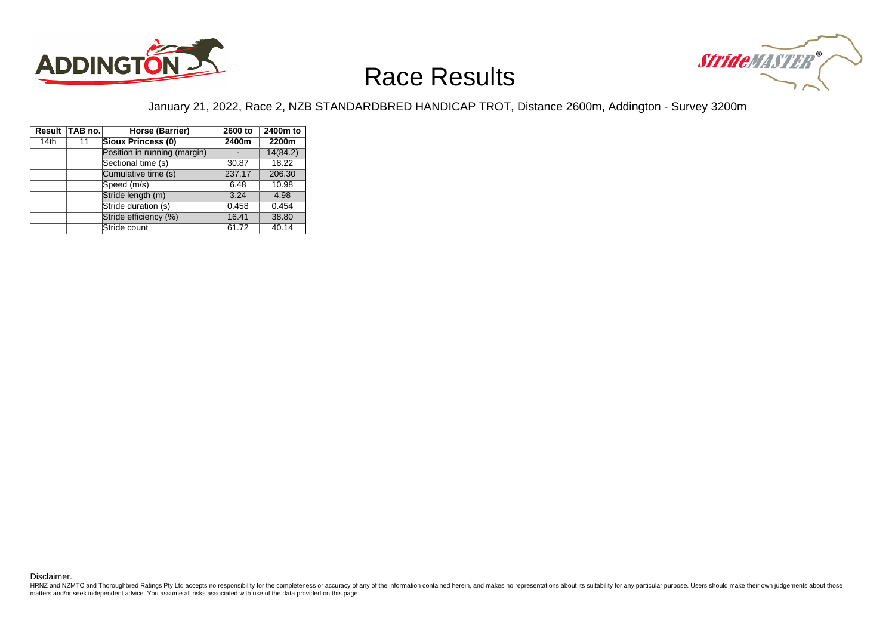# Race Results

January 21, 2022, Race 2, NZB STANDARDBRED HANDICAP TROT, Distance 2600m, Addington - Survey 3200m

| Result | TAB no. | Horse (Barrier) | 2600 to 2400m | 2400m to 2200m |
|---|---|---|---|---|
| 14th | 11 | **Sioux Princess (0)** | | |
| | | Position in running (margin) | - | 14(84.2) |
| | | Sectional time (s) | 30.87 | 18.22 |
| | | Cumulative time (s) | 237.17 | 206.30 |
| | | Speed (m/s) | 6.48 | 10.98 |
| | | Stride length (m) | 3.24 | 4.98 |
| | | Stride duration (s) | 0.458 | 0.454 |
| | | Stride efficiency (%) | 16.41 | 38.80 |
| | | Stride count | 61.72 | 40.14 |

Disclaimer.

HRNZ and NZMTC and Thoroughbred Ratings Pty Ltd accepts no responsibility for the completeness or accuracy of any of the information contained herein, and makes no representations about its suitability for any particular purpose. Users should make their own judgements about those matters and/or seek independent advice. You assume all risks associated with use of the data provided on this page.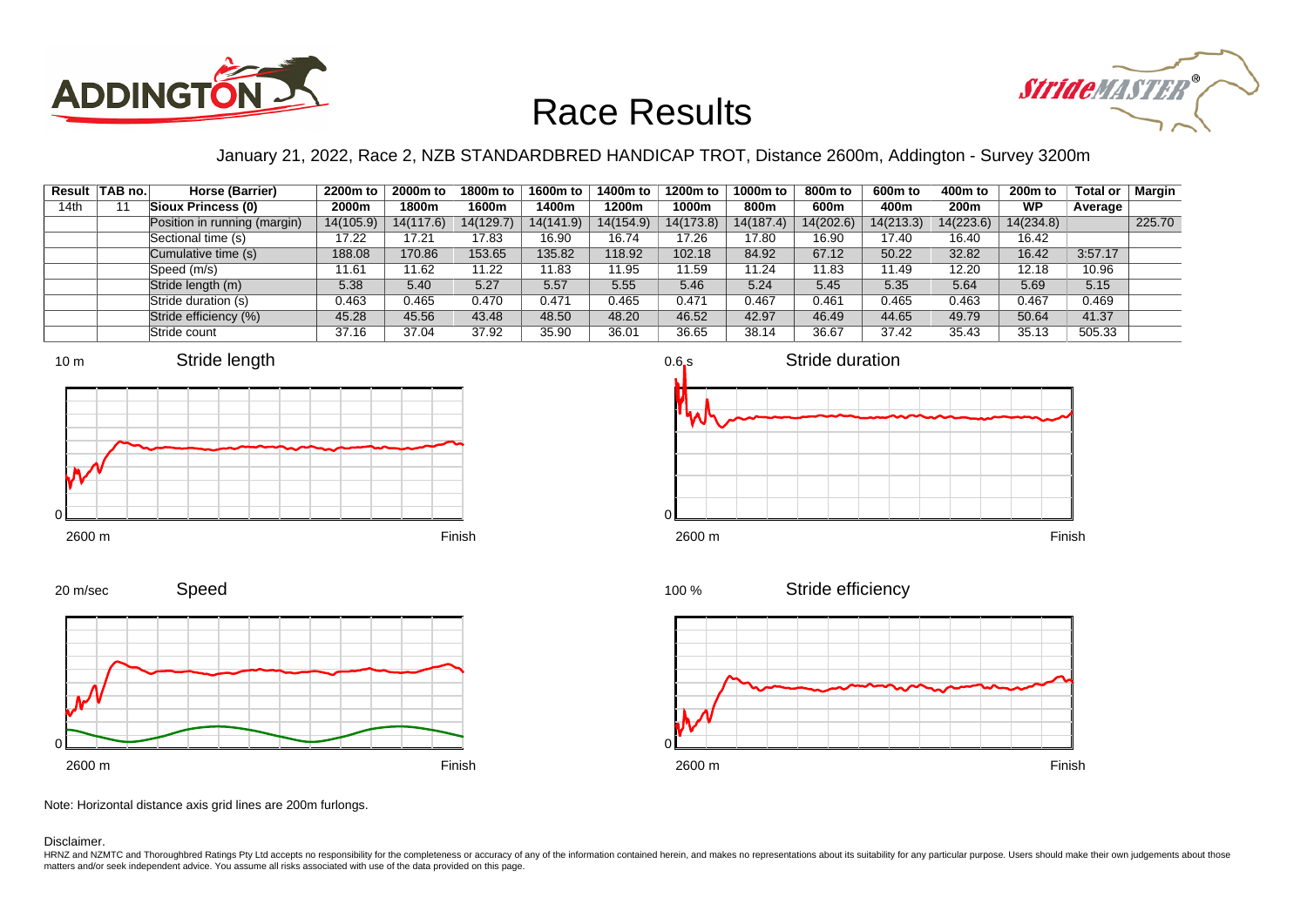# Race Results

January 21, 2022, Race 2, NZB STANDARDBRED HANDICAP TROT, Distance 2600m, Addington - Survey 3200m

| Result | TAB no. | Horse (Barrier) | 2200m to 2000m | 2000m to 1800m | 1800m to 1600m | 1600m to 1400m | 1400m to 1200m | 1200m to 1000m | 1000m to 800m | 800m to 600m | 600m to 400m | 400m to 200m | 200m to WP | Total or Average | Margin |
|---|---|---|---|---|---|---|---|---|---|---|---|---|---|---|---|
| 14th | 11 | Sioux Princess (0) | | | | | | | | | | | | | |
| | | Position in running (margin) | 14(105.9) | 14(117.6) | 14(129.7) | 14(141.9) | 14(154.9) | 14(173.8) | 14(187.4) | 14(202.6) | 14(213.3) | 14(223.6) | 14(234.8) | | 225.70 |
| | | Sectional time (s) | 17.22 | 17.21 | 17.83 | 16.90 | 16.74 | 17.26 | 17.80 | 16.90 | 17.40 | 16.40 | 16.42 | | |
| | | Cumulative time (s) | 188.08 | 170.86 | 153.65 | 135.82 | 118.92 | 102.18 | 84.92 | 67.12 | 50.22 | 32.82 | 16.42 | 3:57.17 | |
| | | Speed (m/s) | 11.61 | 11.62 | 11.22 | 11.83 | 11.95 | 11.59 | 11.24 | 11.83 | 11.49 | 12.20 | 12.18 | 10.96 | |
| | | Stride length (m) | 5.38 | 5.40 | 5.27 | 5.57 | 5.55 | 5.46 | 5.24 | 5.45 | 5.35 | 5.64 | 5.69 | 5.15 | |
| | | Stride duration (s) | 0.463 | 0.465 | 0.470 | 0.471 | 0.465 | 0.471 | 0.467 | 0.461 | 0.465 | 0.463 | 0.467 | 0.469 | |
| | | Stride efficiency (%) | 45.28 | 45.56 | 43.48 | 48.50 | 48.20 | 46.52 | 42.97 | 46.49 | 44.65 | 49.79 | 50.64 | 41.37 | |
| | | Stride count | 37.16 | 37.04 | 37.92 | 35.90 | 36.01 | 36.65 | 38.14 | 36.67 | 37.42 | 35.43 | 35.13 | 505.33 | |

Stride length
10 m
0
2600 m
Finish

Stride duration
0.6 s
0
2600 m
Finish

Speed
20 m/sec
0
2600 m
Finish

Stride efficiency
100 %
0
2600 m
Finish

Note: Horizontal distance axis grid lines are 200m furlongs.

Disclaimer.

HRNZ and NZMTC and Thoroughbred Ratings Pty Ltd accepts no responsibility for the completeness or accuracy of any of the information contained herein, and makes no representations about its suitability for any particular purpose. Users should make their own judgements about those matters and/or seek independent advice. You assume all risks associated with use of the data provided on this page.